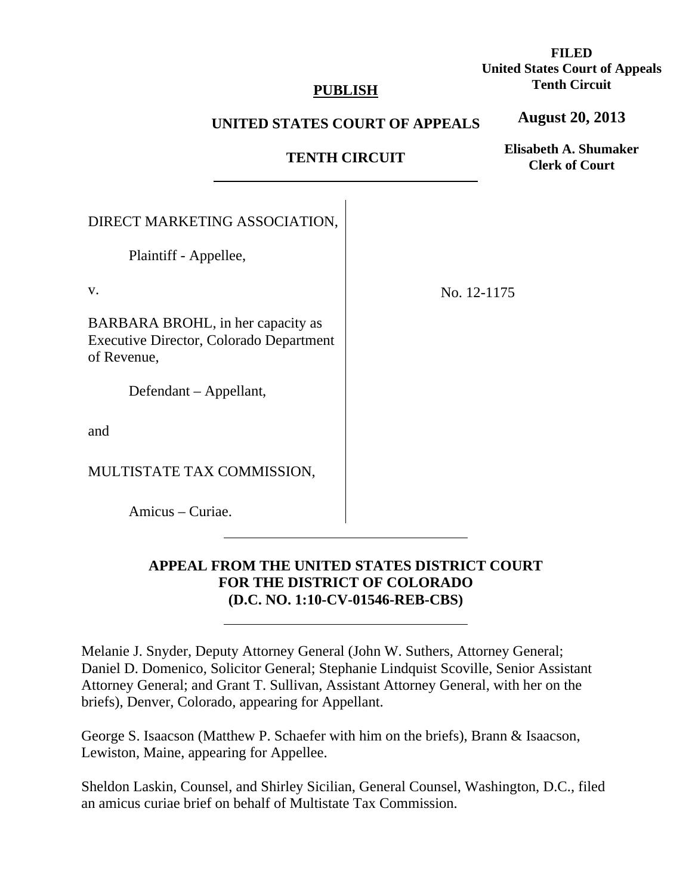**FILED**
**United States Court of Appeals**
**Tenth Circuit**

**August 20, 2013**

**Elisabeth A. Shumaker**
**Clerk of Court**

**PUBLISH**

**UNITED STATES COURT OF APPEALS**

**TENTH CIRCUIT**

---

DIRECT MARKETING ASSOCIATION,

Plaintiff - Appellee,

v.

BARBARA BROHL, in her capacity as Executive Director, Colorado Department of Revenue,

Defendant – Appellant,

and

MULTISTATE TAX COMMISSION,

Amicus – Curiae.

No. 12-1175

---

**APPEAL FROM THE UNITED STATES DISTRICT COURT FOR THE DISTRICT OF COLORADO (D.C. NO. 1:10-CV-01546-REB-CBS)**

---

Melanie J. Snyder, Deputy Attorney General (John W. Suthers, Attorney General; Daniel D. Domenico, Solicitor General; Stephanie Lindquist Scoville, Senior Assistant Attorney General; and Grant T. Sullivan, Assistant Attorney General, with her on the briefs), Denver, Colorado, appearing for Appellant.

George S. Isaacson (Matthew P. Schaefer with him on the briefs), Brann & Isaacson, Lewiston, Maine, appearing for Appellee.

Sheldon Laskin, Counsel, and Shirley Sicilian, General Counsel, Washington, D.C., filed an amicus curiae brief on behalf of Multistate Tax Commission.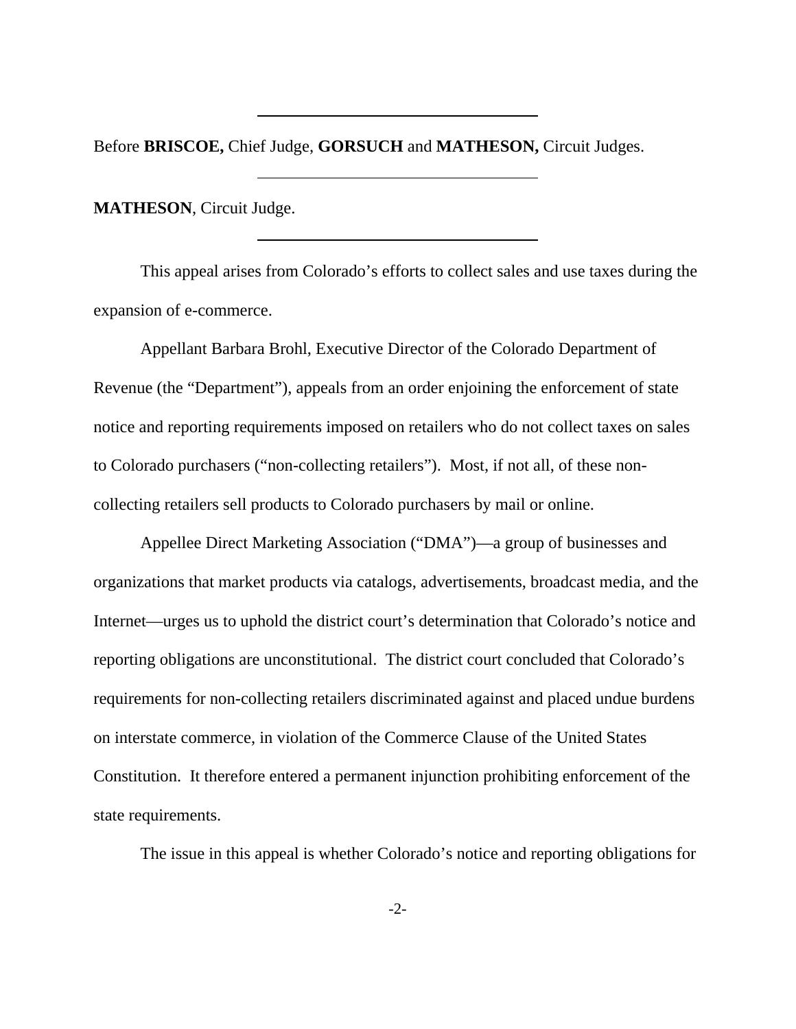Before **BRISCOE,** Chief Judge, **GORSUCH** and **MATHESON,** Circuit Judges.

**MATHESON**, Circuit Judge.

This appeal arises from Colorado's efforts to collect sales and use taxes during the expansion of e-commerce.

Appellant Barbara Brohl, Executive Director of the Colorado Department of Revenue (the "Department"), appeals from an order enjoining the enforcement of state notice and reporting requirements imposed on retailers who do not collect taxes on sales to Colorado purchasers ("non-collecting retailers"). Most, if not all, of these non-collecting retailers sell products to Colorado purchasers by mail or online.

Appellee Direct Marketing Association ("DMA")—a group of businesses and organizations that market products via catalogs, advertisements, broadcast media, and the Internet—urges us to uphold the district court's determination that Colorado's notice and reporting obligations are unconstitutional. The district court concluded that Colorado's requirements for non-collecting retailers discriminated against and placed undue burdens on interstate commerce, in violation of the Commerce Clause of the United States Constitution. It therefore entered a permanent injunction prohibiting enforcement of the state requirements.

The issue in this appeal is whether Colorado's notice and reporting obligations for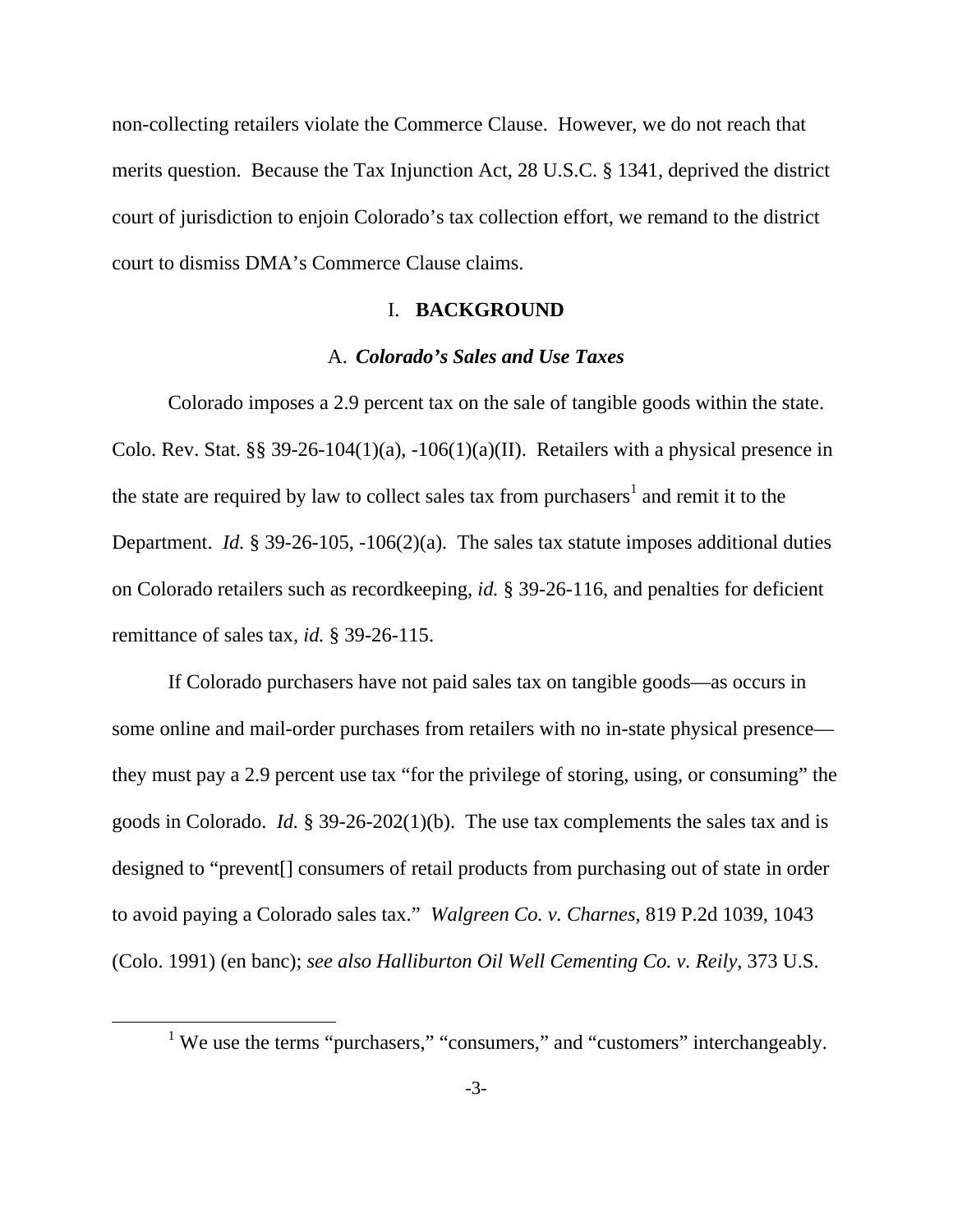non-collecting retailers violate the Commerce Clause. However, we do not reach that merits question. Because the Tax Injunction Act, 28 U.S.C. § 1341, deprived the district court of jurisdiction to enjoin Colorado's tax collection effort, we remand to the district court to dismiss DMA's Commerce Clause claims.

## I. BACKGROUND

### A. *Colorado's Sales and Use Taxes*

Colorado imposes a 2.9 percent tax on the sale of tangible goods within the state. Colo. Rev. Stat. §§ 39-26-104(1)(a), -106(1)(a)(II). Retailers with a physical presence in the state are required by law to collect sales tax from purchasers[1] and remit it to the Department. *Id.* § 39-26-105, -106(2)(a). The sales tax statute imposes additional duties on Colorado retailers such as recordkeeping, *id.* § 39-26-116, and penalties for deficient remittance of sales tax, *id.* § 39-26-115.

If Colorado purchasers have not paid sales tax on tangible goods—as occurs in some online and mail-order purchases from retailers with no in-state physical presence—they must pay a 2.9 percent use tax "for the privilege of storing, using, or consuming" the goods in Colorado. *Id.* § 39-26-202(1)(b). The use tax complements the sales tax and is designed to "prevent[] consumers of retail products from purchasing out of state in order to avoid paying a Colorado sales tax." *Walgreen Co. v. Charnes*, 819 P.2d 1039, 1043 (Colo. 1991) (en banc); *see also Halliburton Oil Well Cementing Co. v. Reily*, 373 U.S.

[1] We use the terms "purchasers," "consumers," and "customers" interchangeably.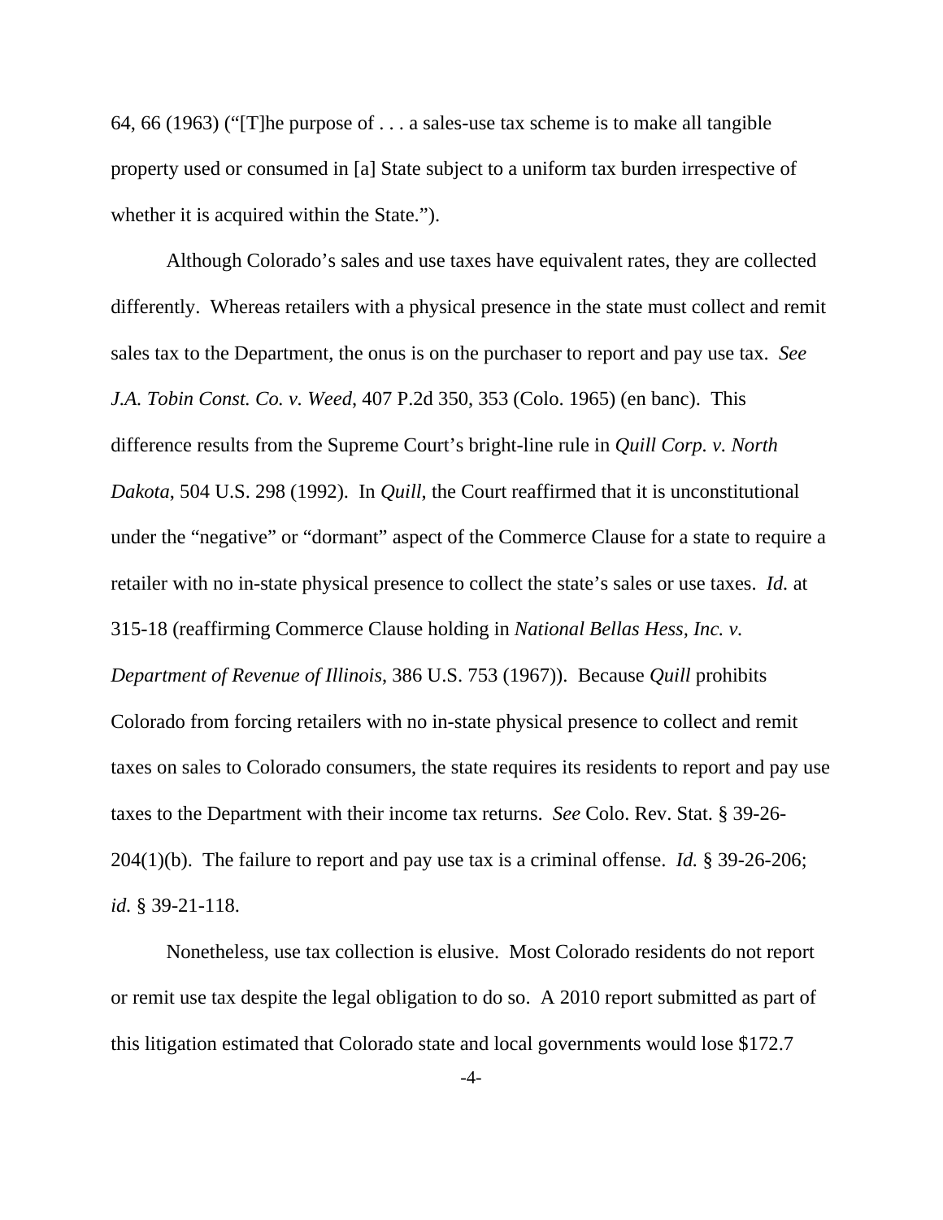64, 66 (1963) ("[T]he purpose of . . . a sales-use tax scheme is to make all tangible property used or consumed in [a] State subject to a uniform tax burden irrespective of whether it is acquired within the State.").

Although Colorado's sales and use taxes have equivalent rates, they are collected differently. Whereas retailers with a physical presence in the state must collect and remit sales tax to the Department, the onus is on the purchaser to report and pay use tax. *See J.A. Tobin Const. Co. v. Weed*, 407 P.2d 350, 353 (Colo. 1965) (en banc). This difference results from the Supreme Court's bright-line rule in *Quill Corp. v. North Dakota*, 504 U.S. 298 (1992). In *Quill*, the Court reaffirmed that it is unconstitutional under the "negative" or "dormant" aspect of the Commerce Clause for a state to require a retailer with no in-state physical presence to collect the state's sales or use taxes. *Id.* at 315-18 (reaffirming Commerce Clause holding in *National Bellas Hess, Inc. v. Department of Revenue of Illinois*, 386 U.S. 753 (1967)). Because *Quill* prohibits Colorado from forcing retailers with no in-state physical presence to collect and remit taxes on sales to Colorado consumers, the state requires its residents to report and pay use taxes to the Department with their income tax returns. *See* Colo. Rev. Stat. § 39-26-204(1)(b). The failure to report and pay use tax is a criminal offense. *Id.* § 39-26-206; *id.* § 39-21-118.

Nonetheless, use tax collection is elusive. Most Colorado residents do not report or remit use tax despite the legal obligation to do so. A 2010 report submitted as part of this litigation estimated that Colorado state and local governments would lose $172.7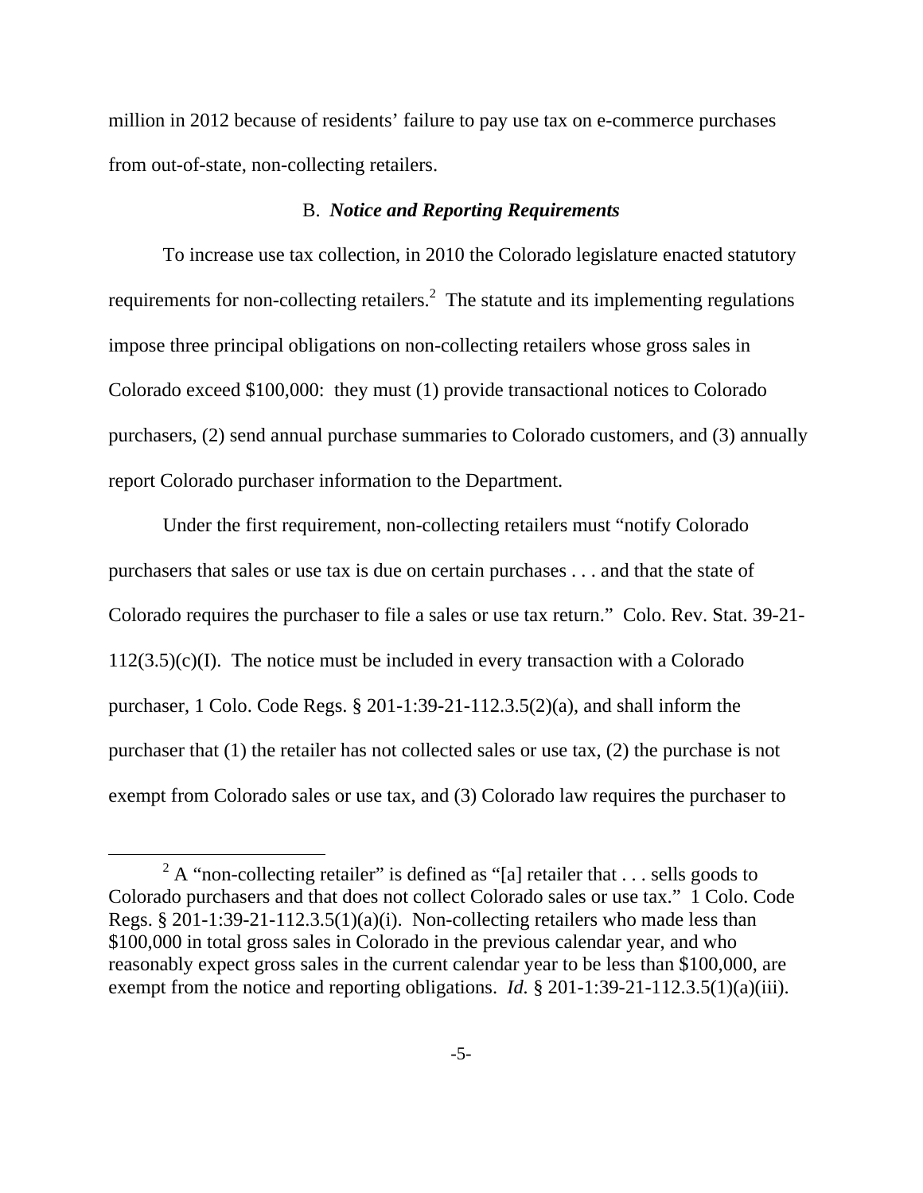million in 2012 because of residents' failure to pay use tax on e-commerce purchases from out-of-state, non-collecting retailers.

### B. *Notice and Reporting Requirements*

To increase use tax collection, in 2010 the Colorado legislature enacted statutory requirements for non-collecting retailers.[2] The statute and its implementing regulations impose three principal obligations on non-collecting retailers whose gross sales in Colorado exceed $100,000: they must (1) provide transactional notices to Colorado purchasers, (2) send annual purchase summaries to Colorado customers, and (3) annually report Colorado purchaser information to the Department.

Under the first requirement, non-collecting retailers must "notify Colorado purchasers that sales or use tax is due on certain purchases . . . and that the state of Colorado requires the purchaser to file a sales or use tax return." Colo. Rev. Stat. 39-21-112(3.5)(c)(I). The notice must be included in every transaction with a Colorado purchaser, 1 Colo. Code Regs. § 201-1:39-21-112.3.5(2)(a), and shall inform the purchaser that (1) the retailer has not collected sales or use tax, (2) the purchase is not exempt from Colorado sales or use tax, and (3) Colorado law requires the purchaser to

---

[2] A "non-collecting retailer" is defined as "[a] retailer that . . . sells goods to Colorado purchasers and that does not collect Colorado sales or use tax." 1 Colo. Code Regs. § 201-1:39-21-112.3.5(1)(a)(i). Non-collecting retailers who made less than $100,000 in total gross sales in Colorado in the previous calendar year, and who reasonably expect gross sales in the current calendar year to be less than $100,000, are exempt from the notice and reporting obligations. *Id.* § 201-1:39-21-112.3.5(1)(a)(iii).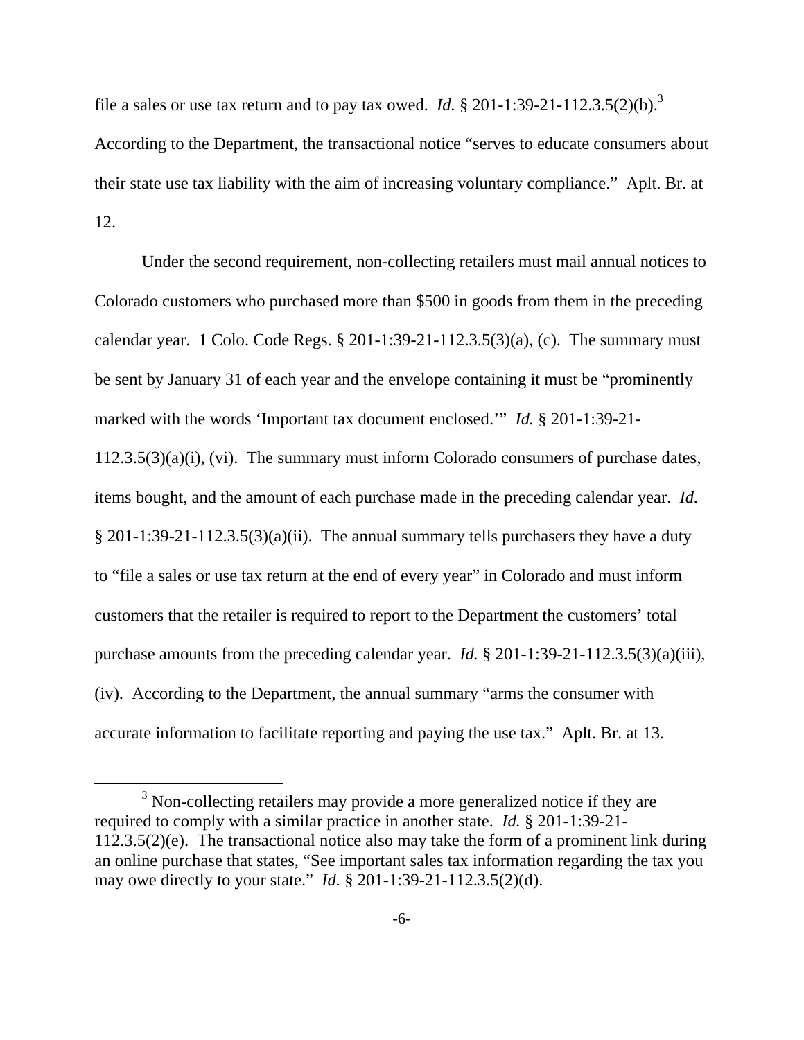file a sales or use tax return and to pay tax owed. *Id.* § 201-1:39-21-112.3.5(2)(b).[3] According to the Department, the transactional notice "serves to educate consumers about their state use tax liability with the aim of increasing voluntary compliance." Aplt. Br. at 12.

Under the second requirement, non-collecting retailers must mail annual notices to Colorado customers who purchased more than $500 in goods from them in the preceding calendar year. 1 Colo. Code Regs. § 201-1:39-21-112.3.5(3)(a), (c). The summary must be sent by January 31 of each year and the envelope containing it must be "prominently marked with the words 'Important tax document enclosed.'" *Id.* § 201-1:39-21-112.3.5(3)(a)(i), (vi). The summary must inform Colorado consumers of purchase dates, items bought, and the amount of each purchase made in the preceding calendar year. *Id.* § 201-1:39-21-112.3.5(3)(a)(ii). The annual summary tells purchasers they have a duty to "file a sales or use tax return at the end of every year" in Colorado and must inform customers that the retailer is required to report to the Department the customers' total purchase amounts from the preceding calendar year. *Id.* § 201-1:39-21-112.3.5(3)(a)(iii), (iv). According to the Department, the annual summary "arms the consumer with accurate information to facilitate reporting and paying the use tax." Aplt. Br. at 13.

---

[3] Non-collecting retailers may provide a more generalized notice if they are required to comply with a similar practice in another state. *Id.* § 201-1:39-21-112.3.5(2)(e). The transactional notice also may take the form of a prominent link during an online purchase that states, "See important sales tax information regarding the tax you may owe directly to your state." *Id.* § 201-1:39-21-112.3.5(2)(d).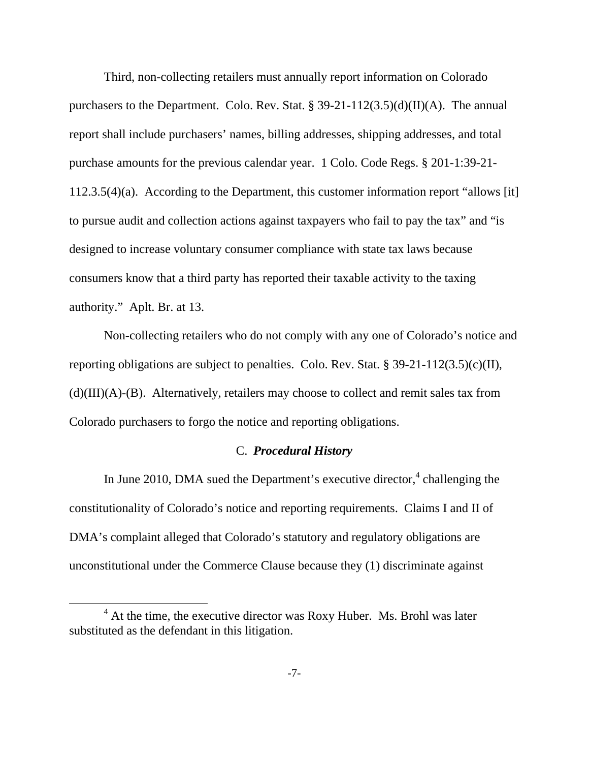Third, non-collecting retailers must annually report information on Colorado purchasers to the Department. Colo. Rev. Stat. § 39-21-112(3.5)(d)(II)(A). The annual report shall include purchasers' names, billing addresses, shipping addresses, and total purchase amounts for the previous calendar year. 1 Colo. Code Regs. § 201-1:39-21-112.3.5(4)(a). According to the Department, this customer information report "allows [it] to pursue audit and collection actions against taxpayers who fail to pay the tax" and "is designed to increase voluntary consumer compliance with state tax laws because consumers know that a third party has reported their taxable activity to the taxing authority." Aplt. Br. at 13.

Non-collecting retailers who do not comply with any one of Colorado's notice and reporting obligations are subject to penalties. Colo. Rev. Stat. § 39-21-112(3.5)(c)(II), (d)(III)(A)-(B). Alternatively, retailers may choose to collect and remit sales tax from Colorado purchasers to forgo the notice and reporting obligations.

### C. *Procedural History*

In June 2010, DMA sued the Department's executive director,[4] challenging the constitutionality of Colorado's notice and reporting requirements. Claims I and II of DMA's complaint alleged that Colorado's statutory and regulatory obligations are unconstitutional under the Commerce Clause because they (1) discriminate against

[4] At the time, the executive director was Roxy Huber. Ms. Brohl was later substituted as the defendant in this litigation.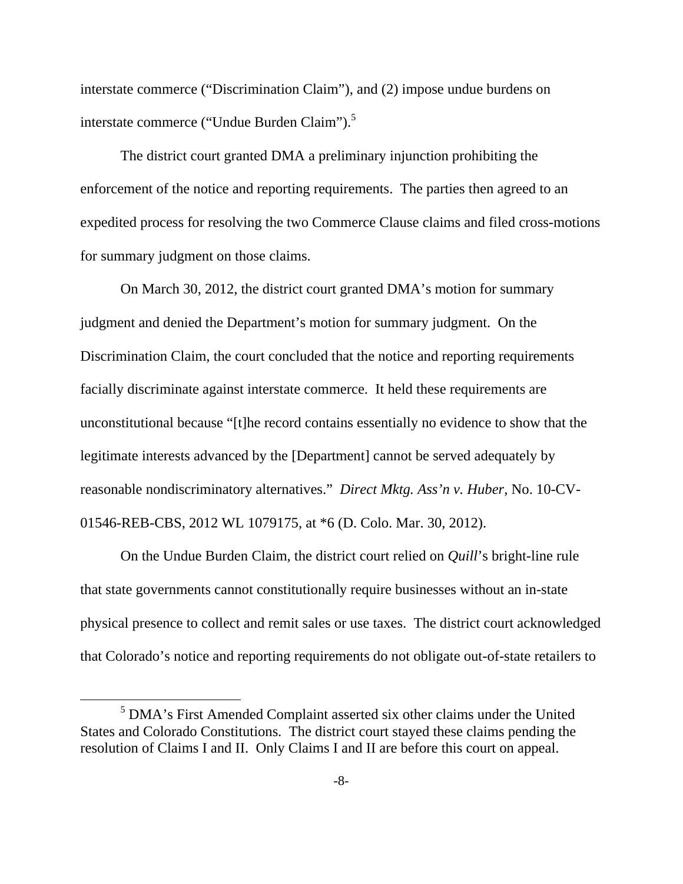interstate commerce ("Discrimination Claim"), and (2) impose undue burdens on interstate commerce ("Undue Burden Claim").[5]

The district court granted DMA a preliminary injunction prohibiting the enforcement of the notice and reporting requirements. The parties then agreed to an expedited process for resolving the two Commerce Clause claims and filed cross-motions for summary judgment on those claims.

On March 30, 2012, the district court granted DMA's motion for summary judgment and denied the Department's motion for summary judgment. On the Discrimination Claim, the court concluded that the notice and reporting requirements facially discriminate against interstate commerce. It held these requirements are unconstitutional because "[t]he record contains essentially no evidence to show that the legitimate interests advanced by the [Department] cannot be served adequately by reasonable nondiscriminatory alternatives." *Direct Mktg. Ass'n v. Huber*, No. 10-CV-01546-REB-CBS, 2012 WL 1079175, at *6 (D. Colo. Mar. 30, 2012).

On the Undue Burden Claim, the district court relied on *Quill*'s bright-line rule that state governments cannot constitutionally require businesses without an in-state physical presence to collect and remit sales or use taxes. The district court acknowledged that Colorado's notice and reporting requirements do not obligate out-of-state retailers to

---

[5] DMA's First Amended Complaint asserted six other claims under the United States and Colorado Constitutions. The district court stayed these claims pending the resolution of Claims I and II. Only Claims I and II are before this court on appeal.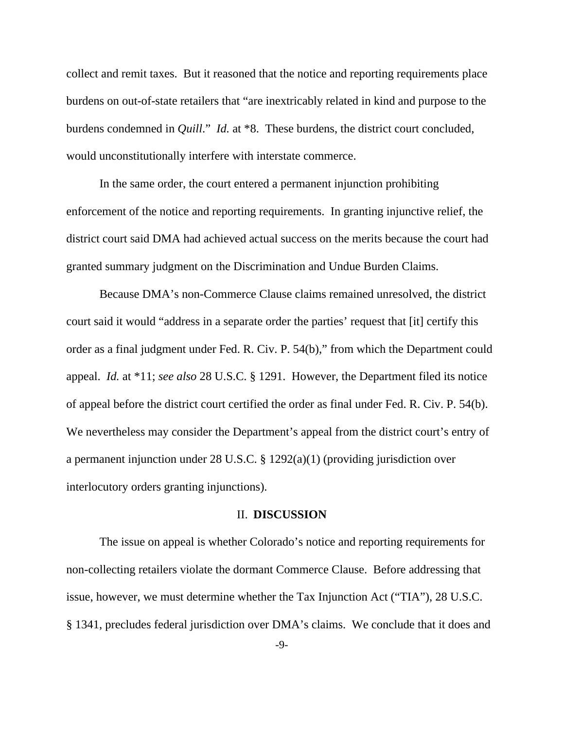collect and remit taxes. But it reasoned that the notice and reporting requirements place burdens on out-of-state retailers that "are inextricably related in kind and purpose to the burdens condemned in *Quill*." *Id.* at *8. These burdens, the district court concluded, would unconstitutionally interfere with interstate commerce.

In the same order, the court entered a permanent injunction prohibiting enforcement of the notice and reporting requirements. In granting injunctive relief, the district court said DMA had achieved actual success on the merits because the court had granted summary judgment on the Discrimination and Undue Burden Claims.

Because DMA's non-Commerce Clause claims remained unresolved, the district court said it would "address in a separate order the parties' request that [it] certify this order as a final judgment under Fed. R. Civ. P. 54(b)," from which the Department could appeal. *Id.* at *11; *see also* 28 U.S.C. § 1291. However, the Department filed its notice of appeal before the district court certified the order as final under Fed. R. Civ. P. 54(b). We nevertheless may consider the Department's appeal from the district court's entry of a permanent injunction under 28 U.S.C. § 1292(a)(1) (providing jurisdiction over interlocutory orders granting injunctions).

## II. DISCUSSION

The issue on appeal is whether Colorado's notice and reporting requirements for non-collecting retailers violate the dormant Commerce Clause. Before addressing that issue, however, we must determine whether the Tax Injunction Act ("TIA"), 28 U.S.C. § 1341, precludes federal jurisdiction over DMA's claims. We conclude that it does and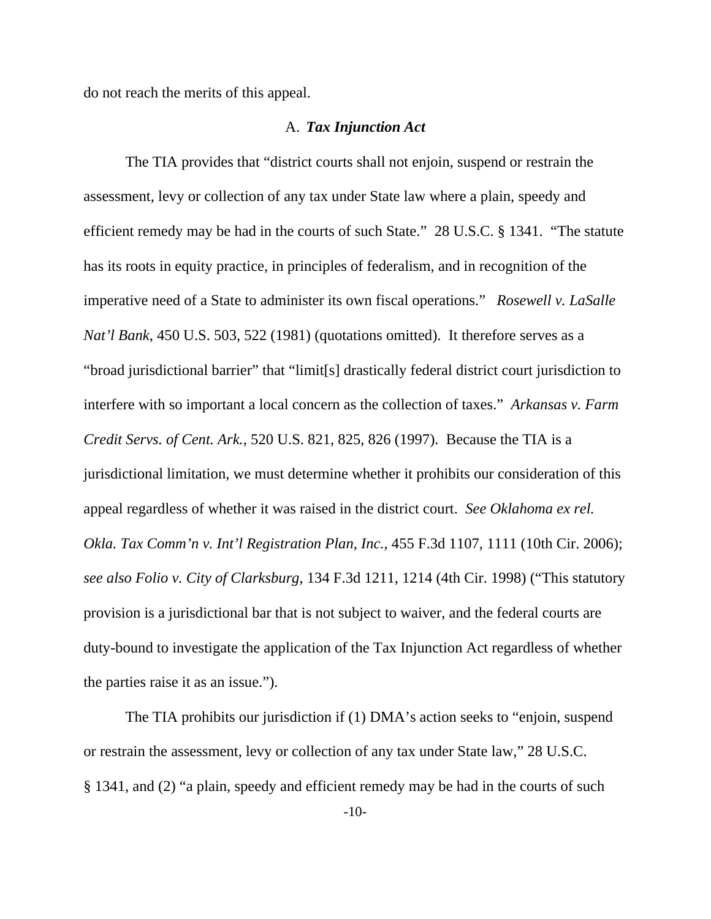do not reach the merits of this appeal.

### A. *Tax Injunction Act*

The TIA provides that "district courts shall not enjoin, suspend or restrain the assessment, levy or collection of any tax under State law where a plain, speedy and efficient remedy may be had in the courts of such State." 28 U.S.C. § 1341. "The statute has its roots in equity practice, in principles of federalism, and in recognition of the imperative need of a State to administer its own fiscal operations." *Rosewell v. LaSalle Nat'l Bank*, 450 U.S. 503, 522 (1981) (quotations omitted). It therefore serves as a "broad jurisdictional barrier" that "limit[s] drastically federal district court jurisdiction to interfere with so important a local concern as the collection of taxes." *Arkansas v. Farm Credit Servs. of Cent. Ark.*, 520 U.S. 821, 825, 826 (1997). Because the TIA is a jurisdictional limitation, we must determine whether it prohibits our consideration of this appeal regardless of whether it was raised in the district court. *See Oklahoma ex rel. Okla. Tax Comm'n v. Int'l Registration Plan, Inc.*, 455 F.3d 1107, 1111 (10th Cir. 2006); *see also Folio v. City of Clarksburg*, 134 F.3d 1211, 1214 (4th Cir. 1998) ("This statutory provision is a jurisdictional bar that is not subject to waiver, and the federal courts are duty-bound to investigate the application of the Tax Injunction Act regardless of whether the parties raise it as an issue.").

The TIA prohibits our jurisdiction if (1) DMA's action seeks to "enjoin, suspend or restrain the assessment, levy or collection of any tax under State law," 28 U.S.C. § 1341, and (2) "a plain, speedy and efficient remedy may be had in the courts of such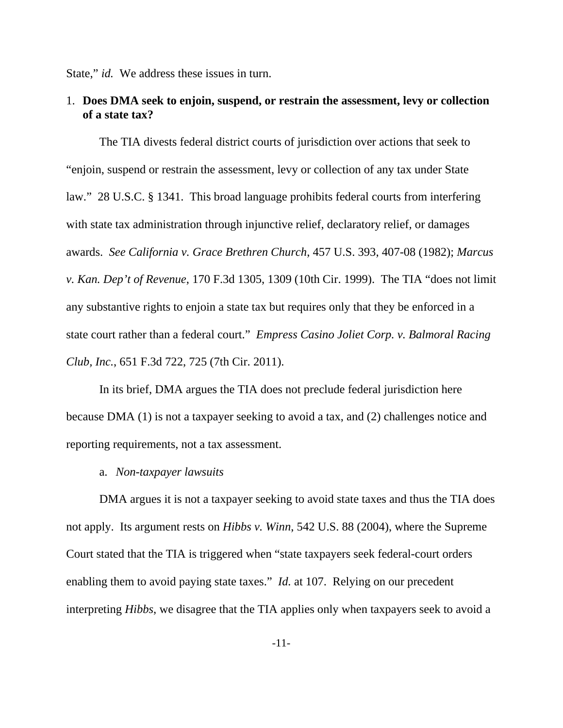State," *id.* We address these issues in turn.

1. **Does DMA seek to enjoin, suspend, or restrain the assessment, levy or collection of a state tax?**

The TIA divests federal district courts of jurisdiction over actions that seek to "enjoin, suspend or restrain the assessment, levy or collection of any tax under State law." 28 U.S.C. § 1341. This broad language prohibits federal courts from interfering with state tax administration through injunctive relief, declaratory relief, or damages awards. *See California v. Grace Brethren Church*, 457 U.S. 393, 407-08 (1982); *Marcus v. Kan. Dep't of Revenue*, 170 F.3d 1305, 1309 (10th Cir. 1999). The TIA "does not limit any substantive rights to enjoin a state tax but requires only that they be enforced in a state court rather than a federal court." *Empress Casino Joliet Corp. v. Balmoral Racing Club, Inc.*, 651 F.3d 722, 725 (7th Cir. 2011).

In its brief, DMA argues the TIA does not preclude federal jurisdiction here because DMA (1) is not a taxpayer seeking to avoid a tax, and (2) challenges notice and reporting requirements, not a tax assessment.

a. *Non-taxpayer lawsuits*

DMA argues it is not a taxpayer seeking to avoid state taxes and thus the TIA does not apply. Its argument rests on *Hibbs v. Winn*, 542 U.S. 88 (2004), where the Supreme Court stated that the TIA is triggered when "state taxpayers seek federal-court orders enabling them to avoid paying state taxes." *Id.* at 107. Relying on our precedent interpreting *Hibbs*, we disagree that the TIA applies only when taxpayers seek to avoid a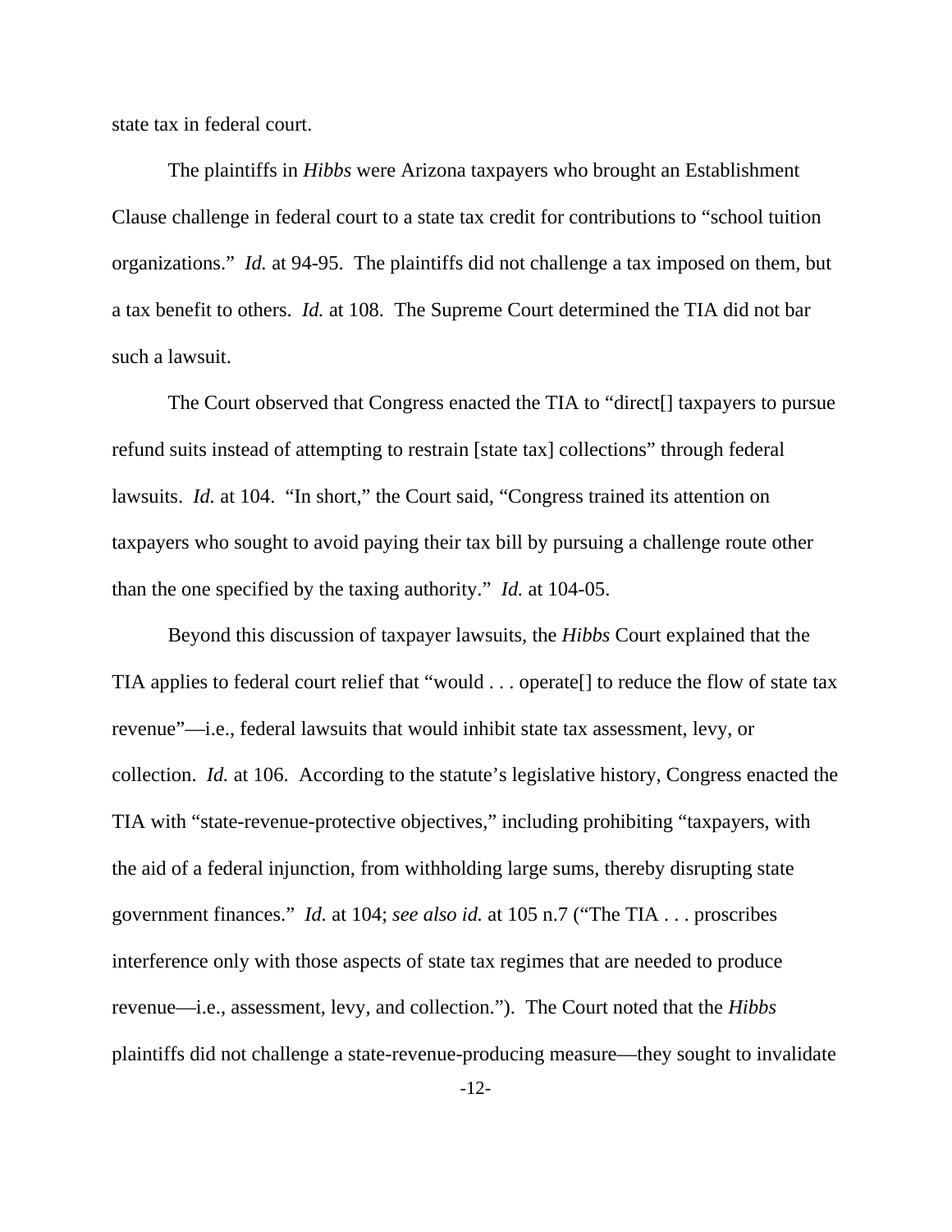state tax in federal court.

The plaintiffs in *Hibbs* were Arizona taxpayers who brought an Establishment Clause challenge in federal court to a state tax credit for contributions to "school tuition organizations." *Id.* at 94-95. The plaintiffs did not challenge a tax imposed on them, but a tax benefit to others. *Id.* at 108. The Supreme Court determined the TIA did not bar such a lawsuit.

The Court observed that Congress enacted the TIA to "direct[] taxpayers to pursue refund suits instead of attempting to restrain [state tax] collections" through federal lawsuits. *Id.* at 104. "In short," the Court said, "Congress trained its attention on taxpayers who sought to avoid paying their tax bill by pursuing a challenge route other than the one specified by the taxing authority." *Id.* at 104-05.

Beyond this discussion of taxpayer lawsuits, the *Hibbs* Court explained that the TIA applies to federal court relief that "would . . . operate[] to reduce the flow of state tax revenue"—i.e., federal lawsuits that would inhibit state tax assessment, levy, or collection. *Id.* at 106. According to the statute's legislative history, Congress enacted the TIA with "state-revenue-protective objectives," including prohibiting "taxpayers, with the aid of a federal injunction, from withholding large sums, thereby disrupting state government finances." *Id.* at 104; *see also id.* at 105 n.7 ("The TIA . . . proscribes interference only with those aspects of state tax regimes that are needed to produce revenue—i.e., assessment, levy, and collection."). The Court noted that the *Hibbs* plaintiffs did not challenge a state-revenue-producing measure—they sought to invalidate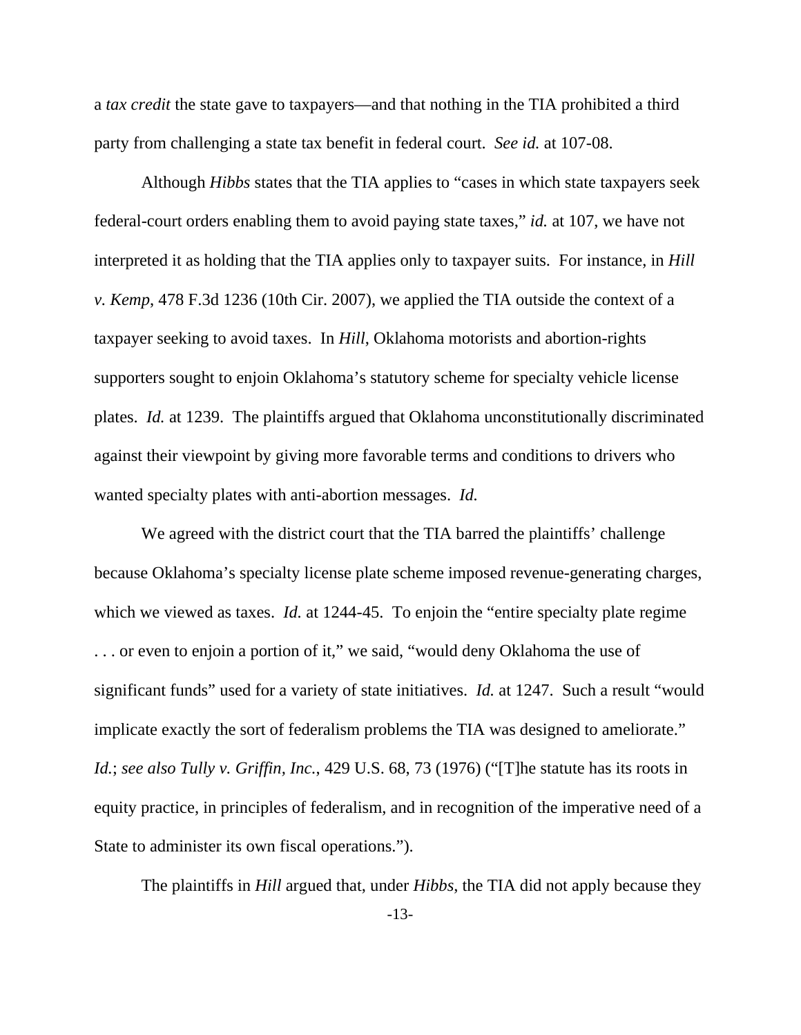a *tax credit* the state gave to taxpayers—and that nothing in the TIA prohibited a third party from challenging a state tax benefit in federal court. *See id.* at 107-08.

Although *Hibbs* states that the TIA applies to "cases in which state taxpayers seek federal-court orders enabling them to avoid paying state taxes," *id.* at 107, we have not interpreted it as holding that the TIA applies only to taxpayer suits. For instance, in *Hill v. Kemp*, 478 F.3d 1236 (10th Cir. 2007), we applied the TIA outside the context of a taxpayer seeking to avoid taxes. In *Hill*, Oklahoma motorists and abortion-rights supporters sought to enjoin Oklahoma's statutory scheme for specialty vehicle license plates. *Id.* at 1239. The plaintiffs argued that Oklahoma unconstitutionally discriminated against their viewpoint by giving more favorable terms and conditions to drivers who wanted specialty plates with anti-abortion messages. *Id.*

We agreed with the district court that the TIA barred the plaintiffs' challenge because Oklahoma's specialty license plate scheme imposed revenue-generating charges, which we viewed as taxes. *Id.* at 1244-45. To enjoin the "entire specialty plate regime . . . or even to enjoin a portion of it," we said, "would deny Oklahoma the use of significant funds" used for a variety of state initiatives. *Id.* at 1247. Such a result "would implicate exactly the sort of federalism problems the TIA was designed to ameliorate." *Id.*; *see also Tully v. Griffin, Inc.*, 429 U.S. 68, 73 (1976) ("[T]he statute has its roots in equity practice, in principles of federalism, and in recognition of the imperative need of a State to administer its own fiscal operations.").

The plaintiffs in *Hill* argued that, under *Hibbs*, the TIA did not apply because they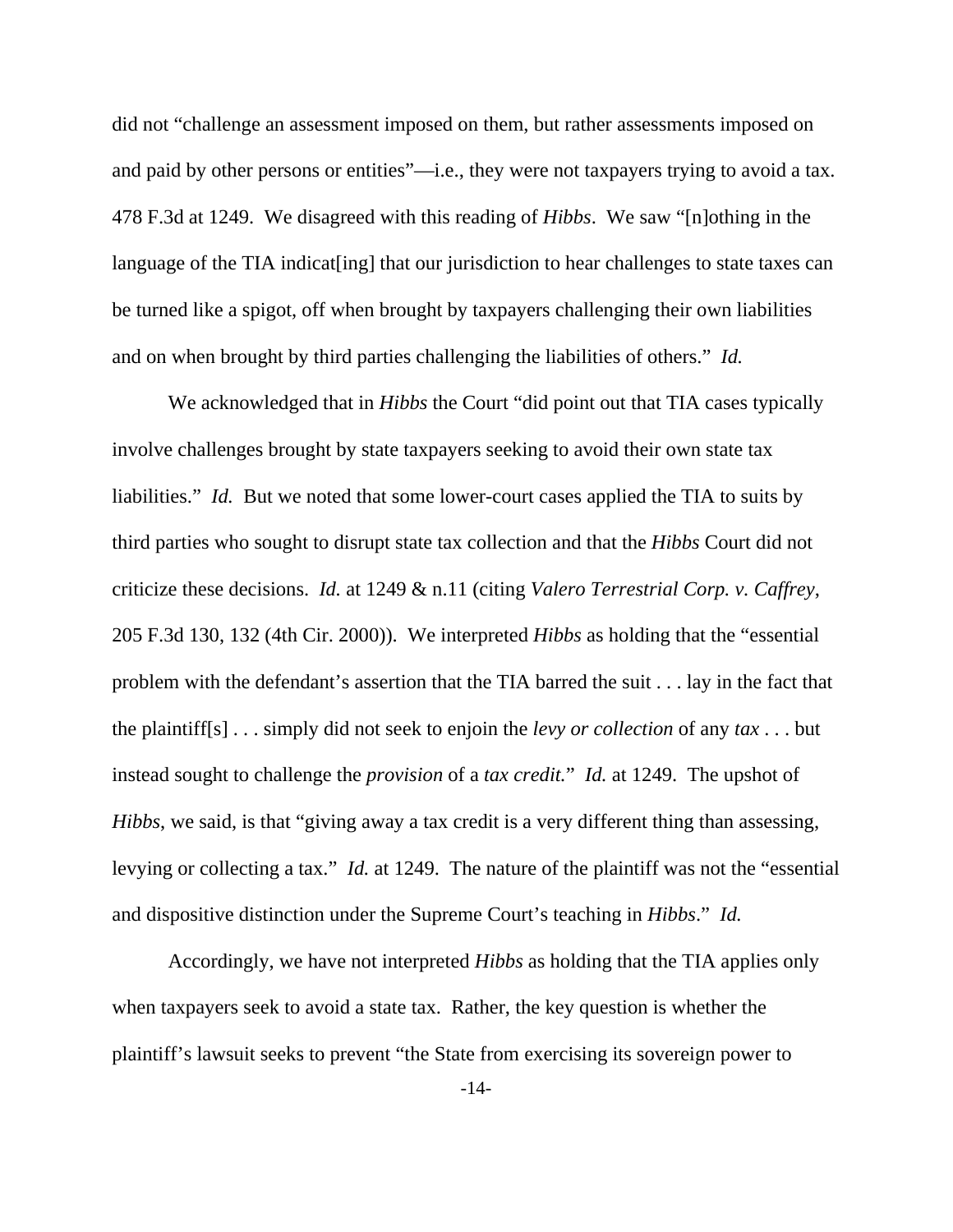did not "challenge an assessment imposed on them, but rather assessments imposed on and paid by other persons or entities"—i.e., they were not taxpayers trying to avoid a tax. 478 F.3d at 1249. We disagreed with this reading of *Hibbs*. We saw "[n]othing in the language of the TIA indicat[ing] that our jurisdiction to hear challenges to state taxes can be turned like a spigot, off when brought by taxpayers challenging their own liabilities and on when brought by third parties challenging the liabilities of others." *Id.*

We acknowledged that in *Hibbs* the Court "did point out that TIA cases typically involve challenges brought by state taxpayers seeking to avoid their own state tax liabilities." *Id.* But we noted that some lower-court cases applied the TIA to suits by third parties who sought to disrupt state tax collection and that the *Hibbs* Court did not criticize these decisions. *Id.* at 1249 & n.11 (citing *Valero Terrestrial Corp. v. Caffrey*, 205 F.3d 130, 132 (4th Cir. 2000)). We interpreted *Hibbs* as holding that the "essential problem with the defendant's assertion that the TIA barred the suit . . . lay in the fact that the plaintiff[s] . . . simply did not seek to enjoin the *levy or collection* of any *tax* . . . but instead sought to challenge the *provision* of a *tax credit.*" *Id.* at 1249. The upshot of *Hibbs*, we said, is that "giving away a tax credit is a very different thing than assessing, levying or collecting a tax." *Id.* at 1249. The nature of the plaintiff was not the "essential and dispositive distinction under the Supreme Court's teaching in *Hibbs*." *Id.*

Accordingly, we have not interpreted *Hibbs* as holding that the TIA applies only when taxpayers seek to avoid a state tax. Rather, the key question is whether the plaintiff's lawsuit seeks to prevent "the State from exercising its sovereign power to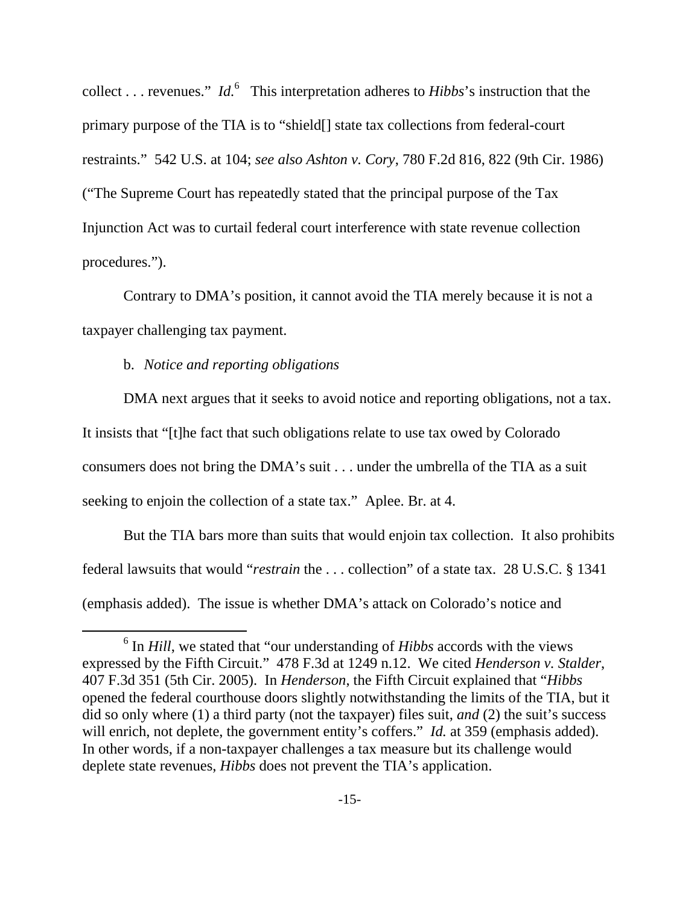collect . . . revenues." *Id.*[6] This interpretation adheres to *Hibbs*'s instruction that the primary purpose of the TIA is to "shield[] state tax collections from federal-court restraints." 542 U.S. at 104; *see also Ashton v. Cory*, 780 F.2d 816, 822 (9th Cir. 1986) ("The Supreme Court has repeatedly stated that the principal purpose of the Tax Injunction Act was to curtail federal court interference with state revenue collection procedures.").

Contrary to DMA's position, it cannot avoid the TIA merely because it is not a taxpayer challenging tax payment.

b. *Notice and reporting obligations*

DMA next argues that it seeks to avoid notice and reporting obligations, not a tax. It insists that "[t]he fact that such obligations relate to use tax owed by Colorado consumers does not bring the DMA's suit . . . under the umbrella of the TIA as a suit seeking to enjoin the collection of a state tax." Aplee. Br. at 4.

But the TIA bars more than suits that would enjoin tax collection. It also prohibits federal lawsuits that would "*restrain* the . . . collection" of a state tax. 28 U.S.C. § 1341 (emphasis added). The issue is whether DMA's attack on Colorado's notice and

[6] In *Hill*, we stated that "our understanding of *Hibbs* accords with the views expressed by the Fifth Circuit." 478 F.3d at 1249 n.12. We cited *Henderson v. Stalder*, 407 F.3d 351 (5th Cir. 2005). In *Henderson*, the Fifth Circuit explained that "*Hibbs* opened the federal courthouse doors slightly notwithstanding the limits of the TIA, but it did so only where (1) a third party (not the taxpayer) files suit, *and* (2) the suit's success will enrich, not deplete, the government entity's coffers." *Id.* at 359 (emphasis added). In other words, if a non-taxpayer challenges a tax measure but its challenge would deplete state revenues, *Hibbs* does not prevent the TIA's application.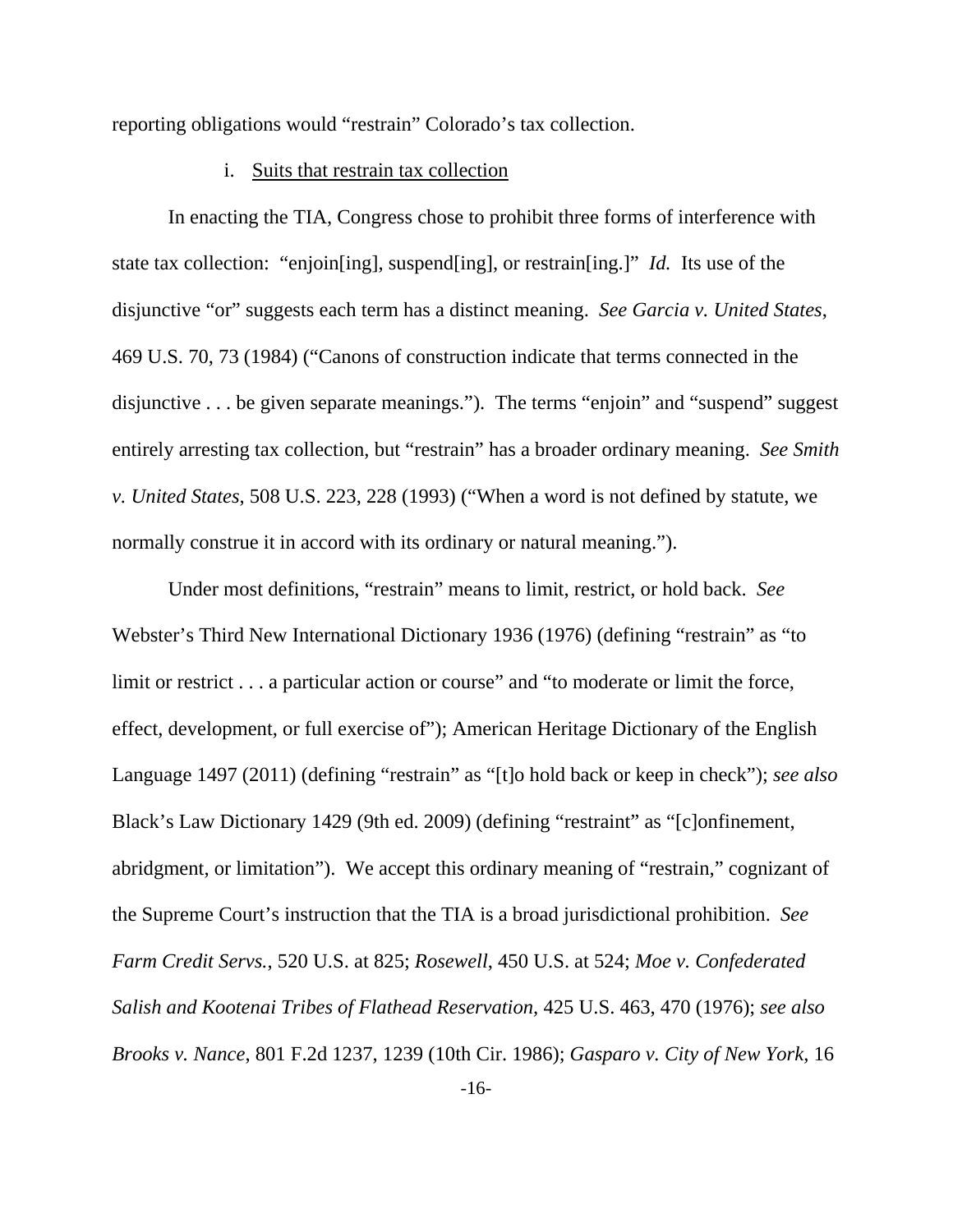reporting obligations would "restrain" Colorado's tax collection.

i. <u>Suits that restrain tax collection</u>

In enacting the TIA, Congress chose to prohibit three forms of interference with state tax collection: "enjoin[ing], suspend[ing], or restrain[ing.]" *Id.* Its use of the disjunctive "or" suggests each term has a distinct meaning. *See Garcia v. United States*, 469 U.S. 70, 73 (1984) ("Canons of construction indicate that terms connected in the disjunctive . . . be given separate meanings."). The terms "enjoin" and "suspend" suggest entirely arresting tax collection, but "restrain" has a broader ordinary meaning. *See Smith v. United States*, 508 U.S. 223, 228 (1993) ("When a word is not defined by statute, we normally construe it in accord with its ordinary or natural meaning.").

Under most definitions, "restrain" means to limit, restrict, or hold back. *See* Webster's Third New International Dictionary 1936 (1976) (defining "restrain" as "to limit or restrict . . . a particular action or course" and "to moderate or limit the force, effect, development, or full exercise of"); American Heritage Dictionary of the English Language 1497 (2011) (defining "restrain" as "[t]o hold back or keep in check"); *see also* Black's Law Dictionary 1429 (9th ed. 2009) (defining "restraint" as "[c]onfinement, abridgment, or limitation"). We accept this ordinary meaning of "restrain," cognizant of the Supreme Court's instruction that the TIA is a broad jurisdictional prohibition. *See Farm Credit Servs.*, 520 U.S. at 825; *Rosewell*, 450 U.S. at 524; *Moe v. Confederated Salish and Kootenai Tribes of Flathead Reservation*, 425 U.S. 463, 470 (1976); *see also Brooks v. Nance*, 801 F.2d 1237, 1239 (10th Cir. 1986); *Gasparo v. City of New York*, 16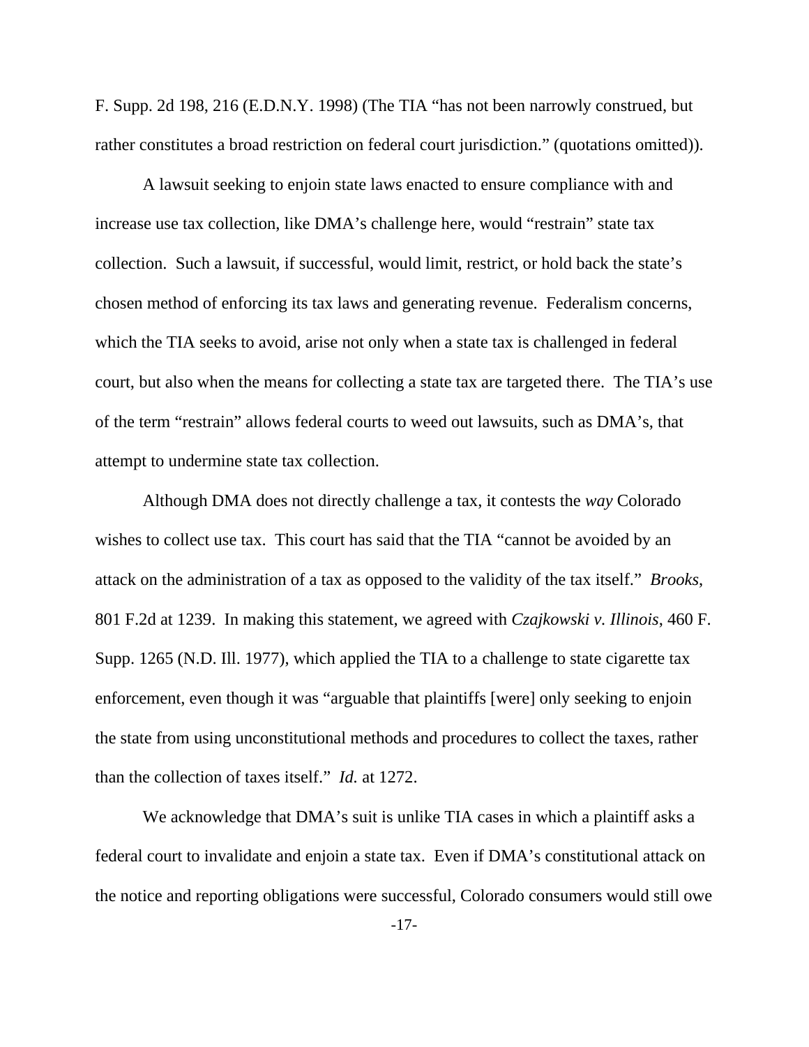F. Supp. 2d 198, 216 (E.D.N.Y. 1998) (The TIA "has not been narrowly construed, but rather constitutes a broad restriction on federal court jurisdiction." (quotations omitted)).

A lawsuit seeking to enjoin state laws enacted to ensure compliance with and increase use tax collection, like DMA's challenge here, would "restrain" state tax collection. Such a lawsuit, if successful, would limit, restrict, or hold back the state's chosen method of enforcing its tax laws and generating revenue. Federalism concerns, which the TIA seeks to avoid, arise not only when a state tax is challenged in federal court, but also when the means for collecting a state tax are targeted there. The TIA's use of the term "restrain" allows federal courts to weed out lawsuits, such as DMA's, that attempt to undermine state tax collection.

Although DMA does not directly challenge a tax, it contests the *way* Colorado wishes to collect use tax. This court has said that the TIA "cannot be avoided by an attack on the administration of a tax as opposed to the validity of the tax itself." *Brooks*, 801 F.2d at 1239. In making this statement, we agreed with *Czajkowski v. Illinois*, 460 F. Supp. 1265 (N.D. Ill. 1977), which applied the TIA to a challenge to state cigarette tax enforcement, even though it was "arguable that plaintiffs [were] only seeking to enjoin the state from using unconstitutional methods and procedures to collect the taxes, rather than the collection of taxes itself." *Id.* at 1272.

We acknowledge that DMA's suit is unlike TIA cases in which a plaintiff asks a federal court to invalidate and enjoin a state tax. Even if DMA's constitutional attack on the notice and reporting obligations were successful, Colorado consumers would still owe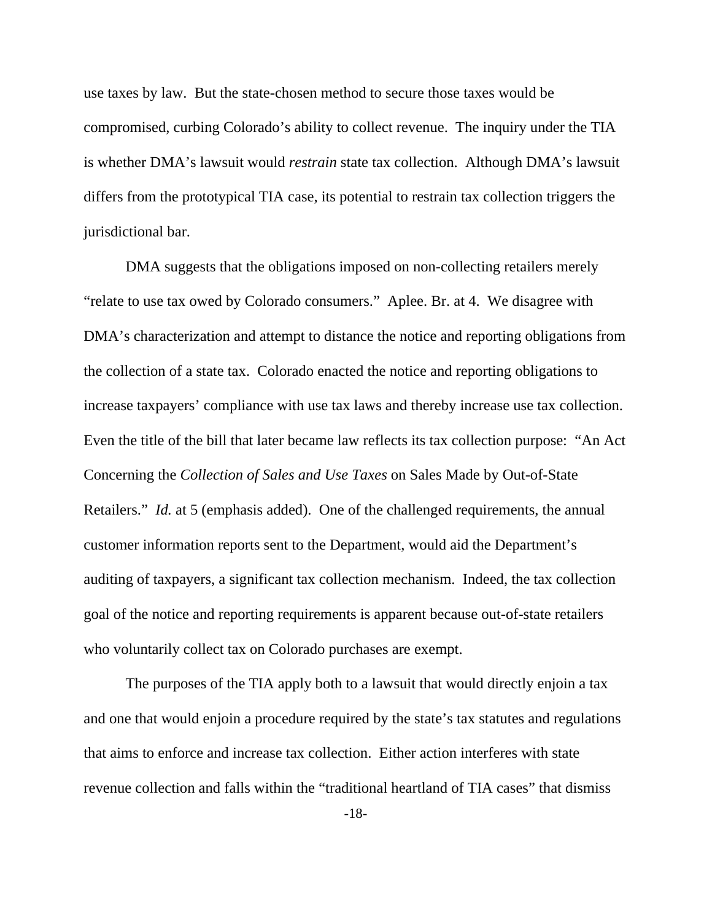use taxes by law. But the state-chosen method to secure those taxes would be compromised, curbing Colorado's ability to collect revenue. The inquiry under the TIA is whether DMA's lawsuit would *restrain* state tax collection. Although DMA's lawsuit differs from the prototypical TIA case, its potential to restrain tax collection triggers the jurisdictional bar.

DMA suggests that the obligations imposed on non-collecting retailers merely "relate to use tax owed by Colorado consumers." Aplee. Br. at 4. We disagree with DMA's characterization and attempt to distance the notice and reporting obligations from the collection of a state tax. Colorado enacted the notice and reporting obligations to increase taxpayers' compliance with use tax laws and thereby increase use tax collection. Even the title of the bill that later became law reflects its tax collection purpose: "An Act Concerning the *Collection of Sales and Use Taxes* on Sales Made by Out-of-State Retailers." *Id.* at 5 (emphasis added). One of the challenged requirements, the annual customer information reports sent to the Department, would aid the Department's auditing of taxpayers, a significant tax collection mechanism. Indeed, the tax collection goal of the notice and reporting requirements is apparent because out-of-state retailers who voluntarily collect tax on Colorado purchases are exempt.

The purposes of the TIA apply both to a lawsuit that would directly enjoin a tax and one that would enjoin a procedure required by the state's tax statutes and regulations that aims to enforce and increase tax collection. Either action interferes with state revenue collection and falls within the "traditional heartland of TIA cases" that dismiss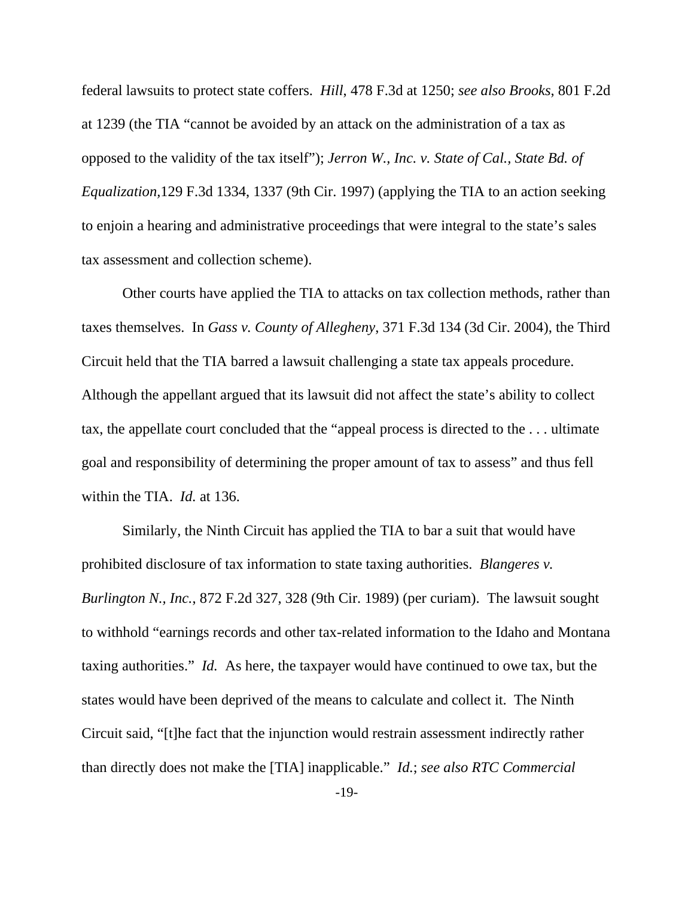federal lawsuits to protect state coffers. *Hill*, 478 F.3d at 1250; *see also Brooks*, 801 F.2d at 1239 (the TIA "cannot be avoided by an attack on the administration of a tax as opposed to the validity of the tax itself"); *Jerron W., Inc. v. State of Cal., State Bd. of Equalization*,129 F.3d 1334, 1337 (9th Cir. 1997) (applying the TIA to an action seeking to enjoin a hearing and administrative proceedings that were integral to the state's sales tax assessment and collection scheme).

Other courts have applied the TIA to attacks on tax collection methods, rather than taxes themselves. In *Gass v. County of Allegheny*, 371 F.3d 134 (3d Cir. 2004), the Third Circuit held that the TIA barred a lawsuit challenging a state tax appeals procedure. Although the appellant argued that its lawsuit did not affect the state's ability to collect tax, the appellate court concluded that the "appeal process is directed to the . . . ultimate goal and responsibility of determining the proper amount of tax to assess" and thus fell within the TIA. *Id.* at 136.

Similarly, the Ninth Circuit has applied the TIA to bar a suit that would have prohibited disclosure of tax information to state taxing authorities. *Blangeres v. Burlington N., Inc.*, 872 F.2d 327, 328 (9th Cir. 1989) (per curiam). The lawsuit sought to withhold "earnings records and other tax-related information to the Idaho and Montana taxing authorities." *Id.* As here, the taxpayer would have continued to owe tax, but the states would have been deprived of the means to calculate and collect it. The Ninth Circuit said, "[t]he fact that the injunction would restrain assessment indirectly rather than directly does not make the [TIA] inapplicable." *Id.*; *see also RTC Commercial*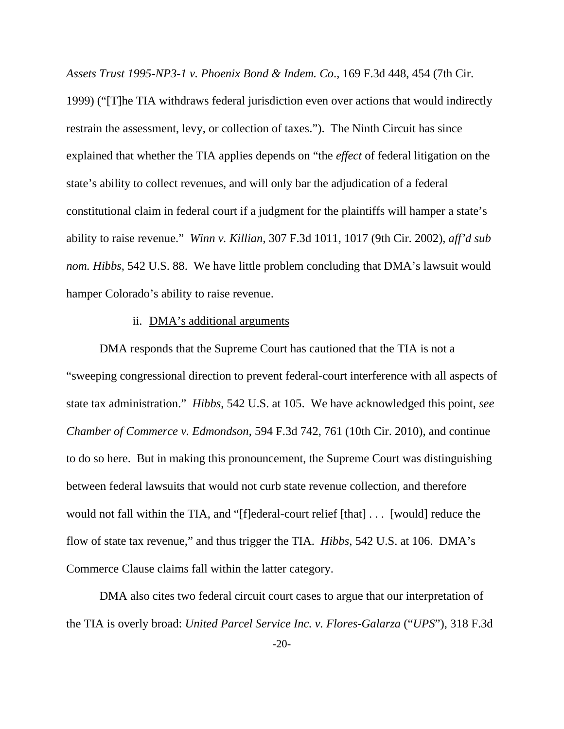*Assets Trust 1995-NP3-1 v. Phoenix Bond & Indem. Co.*, 169 F.3d 448, 454 (7th Cir. 1999) ("[T]he TIA withdraws federal jurisdiction even over actions that would indirectly restrain the assessment, levy, or collection of taxes."). The Ninth Circuit has since explained that whether the TIA applies depends on "the *effect* of federal litigation on the state's ability to collect revenues, and will only bar the adjudication of a federal constitutional claim in federal court if a judgment for the plaintiffs will hamper a state's ability to raise revenue." *Winn v. Killian*, 307 F.3d 1011, 1017 (9th Cir. 2002), *aff'd sub nom. Hibbs*, 542 U.S. 88. We have little problem concluding that DMA's lawsuit would hamper Colorado's ability to raise revenue.

ii. DMA's additional arguments

DMA responds that the Supreme Court has cautioned that the TIA is not a "sweeping congressional direction to prevent federal-court interference with all aspects of state tax administration." *Hibbs*, 542 U.S. at 105. We have acknowledged this point, *see Chamber of Commerce v. Edmondson*, 594 F.3d 742, 761 (10th Cir. 2010), and continue to do so here. But in making this pronouncement, the Supreme Court was distinguishing between federal lawsuits that would not curb state revenue collection, and therefore would not fall within the TIA, and "[f]ederal-court relief [that] . . . [would] reduce the flow of state tax revenue," and thus trigger the TIA. *Hibbs*, 542 U.S. at 106. DMA's Commerce Clause claims fall within the latter category.

DMA also cites two federal circuit court cases to argue that our interpretation of the TIA is overly broad: *United Parcel Service Inc. v. Flores-Galarza* ("*UPS*"), 318 F.3d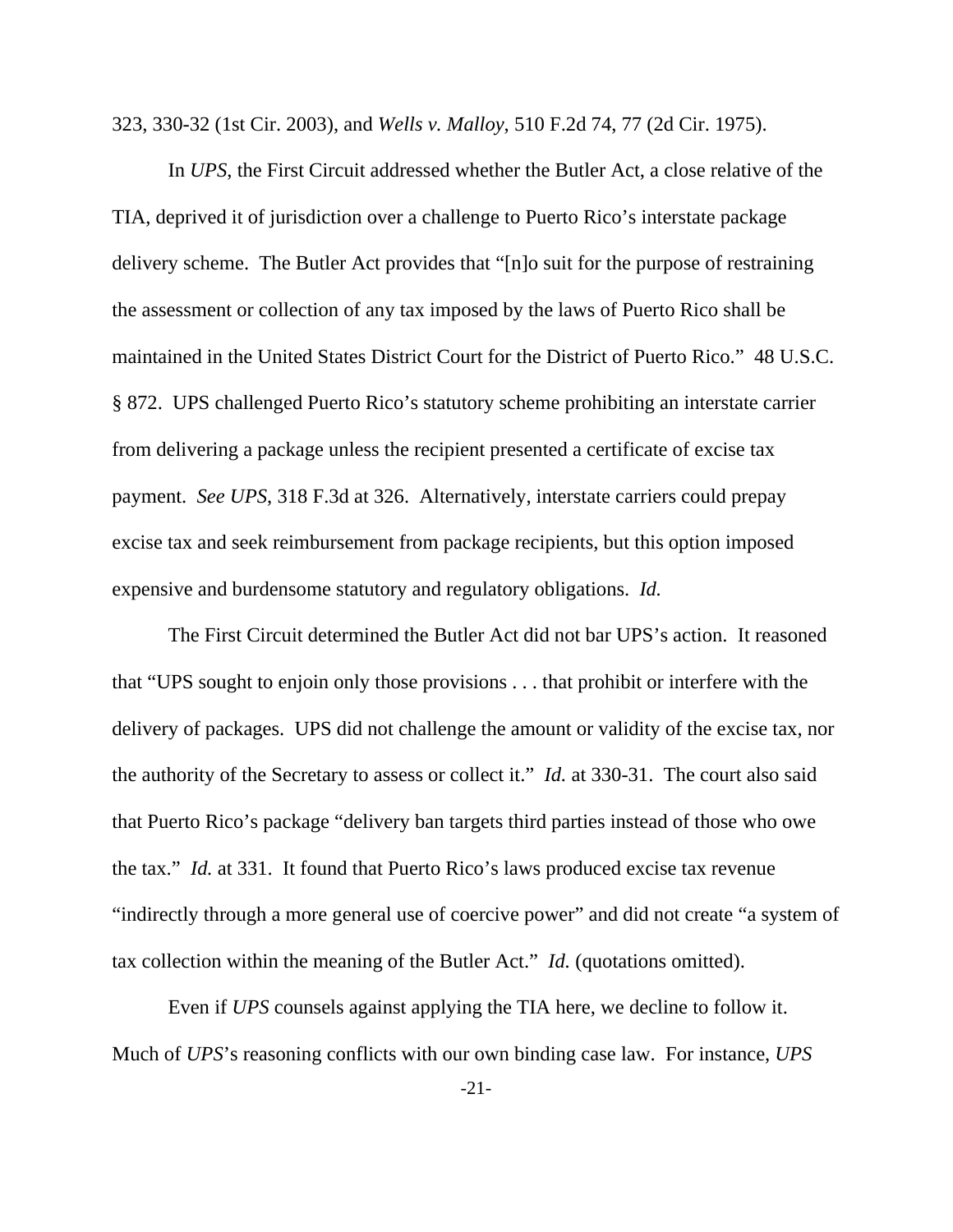323, 330-32 (1st Cir. 2003), and *Wells v. Malloy*, 510 F.2d 74, 77 (2d Cir. 1975).

In *UPS*, the First Circuit addressed whether the Butler Act, a close relative of the TIA, deprived it of jurisdiction over a challenge to Puerto Rico's interstate package delivery scheme. The Butler Act provides that "[n]o suit for the purpose of restraining the assessment or collection of any tax imposed by the laws of Puerto Rico shall be maintained in the United States District Court for the District of Puerto Rico." 48 U.S.C. § 872. UPS challenged Puerto Rico's statutory scheme prohibiting an interstate carrier from delivering a package unless the recipient presented a certificate of excise tax payment. *See UPS*, 318 F.3d at 326. Alternatively, interstate carriers could prepay excise tax and seek reimbursement from package recipients, but this option imposed expensive and burdensome statutory and regulatory obligations. *Id.*

The First Circuit determined the Butler Act did not bar UPS's action. It reasoned that "UPS sought to enjoin only those provisions . . . that prohibit or interfere with the delivery of packages. UPS did not challenge the amount or validity of the excise tax, nor the authority of the Secretary to assess or collect it." *Id.* at 330-31. The court also said that Puerto Rico's package "delivery ban targets third parties instead of those who owe the tax." *Id.* at 331. It found that Puerto Rico's laws produced excise tax revenue "indirectly through a more general use of coercive power" and did not create "a system of tax collection within the meaning of the Butler Act." *Id.* (quotations omitted).

Even if *UPS* counsels against applying the TIA here, we decline to follow it. Much of *UPS*'s reasoning conflicts with our own binding case law. For instance, *UPS*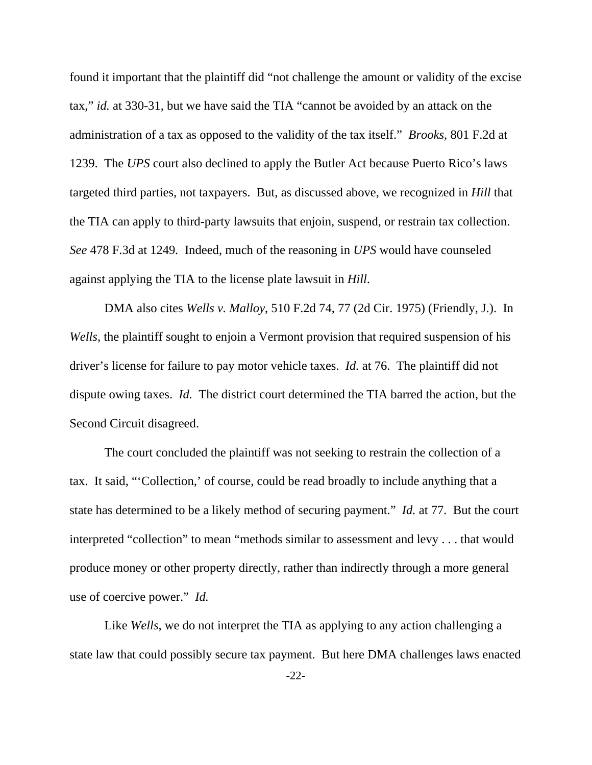found it important that the plaintiff did "not challenge the amount or validity of the excise tax," *id.* at 330-31, but we have said the TIA "cannot be avoided by an attack on the administration of a tax as opposed to the validity of the tax itself." *Brooks*, 801 F.2d at 1239. The *UPS* court also declined to apply the Butler Act because Puerto Rico's laws targeted third parties, not taxpayers. But, as discussed above, we recognized in *Hill* that the TIA can apply to third-party lawsuits that enjoin, suspend, or restrain tax collection. *See* 478 F.3d at 1249. Indeed, much of the reasoning in *UPS* would have counseled against applying the TIA to the license plate lawsuit in *Hill*.

DMA also cites *Wells v. Malloy*, 510 F.2d 74, 77 (2d Cir. 1975) (Friendly, J.). In *Wells*, the plaintiff sought to enjoin a Vermont provision that required suspension of his driver's license for failure to pay motor vehicle taxes. *Id.* at 76. The plaintiff did not dispute owing taxes. *Id.* The district court determined the TIA barred the action, but the Second Circuit disagreed.

The court concluded the plaintiff was not seeking to restrain the collection of a tax. It said, "'Collection,' of course, could be read broadly to include anything that a state has determined to be a likely method of securing payment." *Id.* at 77. But the court interpreted "collection" to mean "methods similar to assessment and levy . . . that would produce money or other property directly, rather than indirectly through a more general use of coercive power." *Id.*

Like *Wells*, we do not interpret the TIA as applying to any action challenging a state law that could possibly secure tax payment. But here DMA challenges laws enacted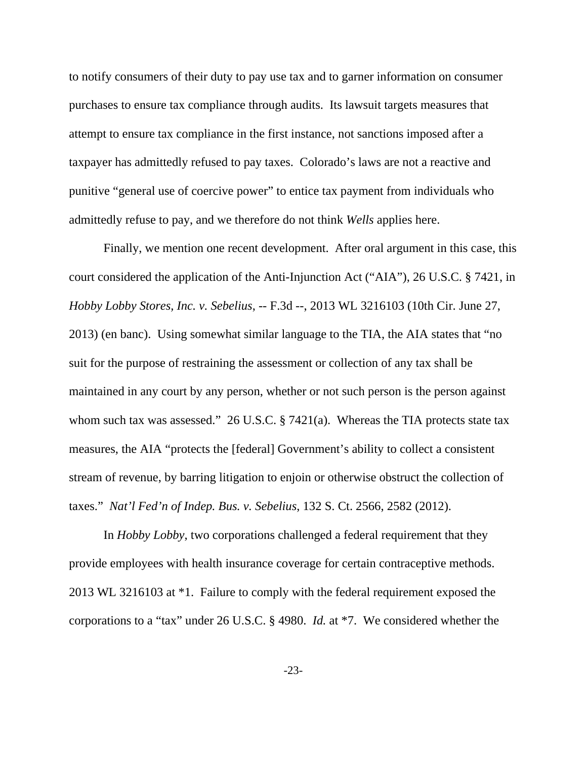to notify consumers of their duty to pay use tax and to garner information on consumer purchases to ensure tax compliance through audits. Its lawsuit targets measures that attempt to ensure tax compliance in the first instance, not sanctions imposed after a taxpayer has admittedly refused to pay taxes. Colorado's laws are not a reactive and punitive "general use of coercive power" to entice tax payment from individuals who admittedly refuse to pay, and we therefore do not think *Wells* applies here.

Finally, we mention one recent development. After oral argument in this case, this court considered the application of the Anti-Injunction Act ("AIA"), 26 U.S.C. § 7421, in *Hobby Lobby Stores, Inc. v. Sebelius*, -- F.3d --, 2013 WL 3216103 (10th Cir. June 27, 2013) (en banc). Using somewhat similar language to the TIA, the AIA states that "no suit for the purpose of restraining the assessment or collection of any tax shall be maintained in any court by any person, whether or not such person is the person against whom such tax was assessed." 26 U.S.C. § 7421(a). Whereas the TIA protects state tax measures, the AIA "protects the [federal] Government's ability to collect a consistent stream of revenue, by barring litigation to enjoin or otherwise obstruct the collection of taxes." *Nat'l Fed'n of Indep. Bus. v. Sebelius*, 132 S. Ct. 2566, 2582 (2012).

In *Hobby Lobby*, two corporations challenged a federal requirement that they provide employees with health insurance coverage for certain contraceptive methods. 2013 WL 3216103 at *1. Failure to comply with the federal requirement exposed the corporations to a "tax" under 26 U.S.C. § 4980. *Id.* at *7. We considered whether the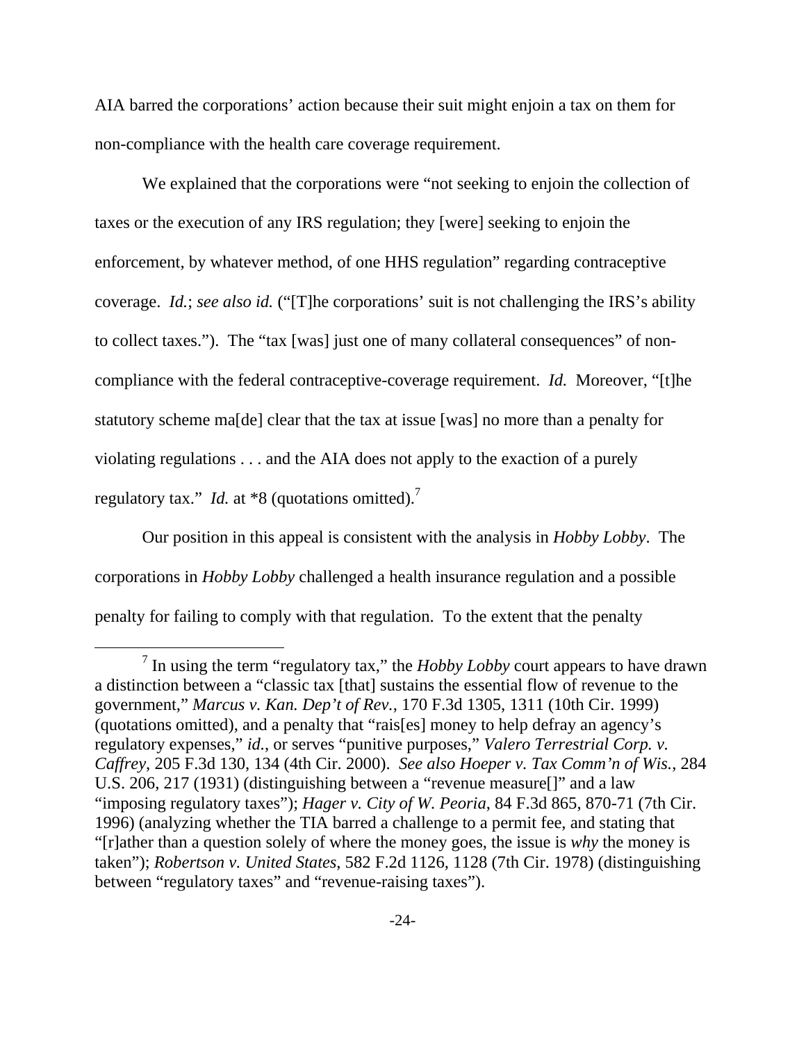AIA barred the corporations' action because their suit might enjoin a tax on them for non-compliance with the health care coverage requirement.

We explained that the corporations were "not seeking to enjoin the collection of taxes or the execution of any IRS regulation; they [were] seeking to enjoin the enforcement, by whatever method, of one HHS regulation" regarding contraceptive coverage. *Id.*; *see also id.* ("[T]he corporations' suit is not challenging the IRS's ability to collect taxes."). The "tax [was] just one of many collateral consequences" of non-compliance with the federal contraceptive-coverage requirement. *Id.* Moreover, "[t]he statutory scheme ma[de] clear that the tax at issue [was] no more than a penalty for violating regulations . . . and the AIA does not apply to the exaction of a purely regulatory tax." *Id.* at *8 (quotations omitted).[7]

Our position in this appeal is consistent with the analysis in *Hobby Lobby*. The corporations in *Hobby Lobby* challenged a health insurance regulation and a possible penalty for failing to comply with that regulation. To the extent that the penalty

---

[7] In using the term "regulatory tax," the *Hobby Lobby* court appears to have drawn a distinction between a "classic tax [that] sustains the essential flow of revenue to the government," *Marcus v. Kan. Dep't of Rev.*, 170 F.3d 1305, 1311 (10th Cir. 1999) (quotations omitted), and a penalty that "rais[es] money to help defray an agency's regulatory expenses," *id.*, or serves "punitive purposes," *Valero Terrestrial Corp. v. Caffrey*, 205 F.3d 130, 134 (4th Cir. 2000). *See also Hoeper v. Tax Comm'n of Wis.*, 284 U.S. 206, 217 (1931) (distinguishing between a "revenue measure[]" and a law "imposing regulatory taxes"); *Hager v. City of W. Peoria*, 84 F.3d 865, 870-71 (7th Cir. 1996) (analyzing whether the TIA barred a challenge to a permit fee, and stating that "[r]ather than a question solely of where the money goes, the issue is *why* the money is taken"); *Robertson v. United States*, 582 F.2d 1126, 1128 (7th Cir. 1978) (distinguishing between "regulatory taxes" and "revenue-raising taxes").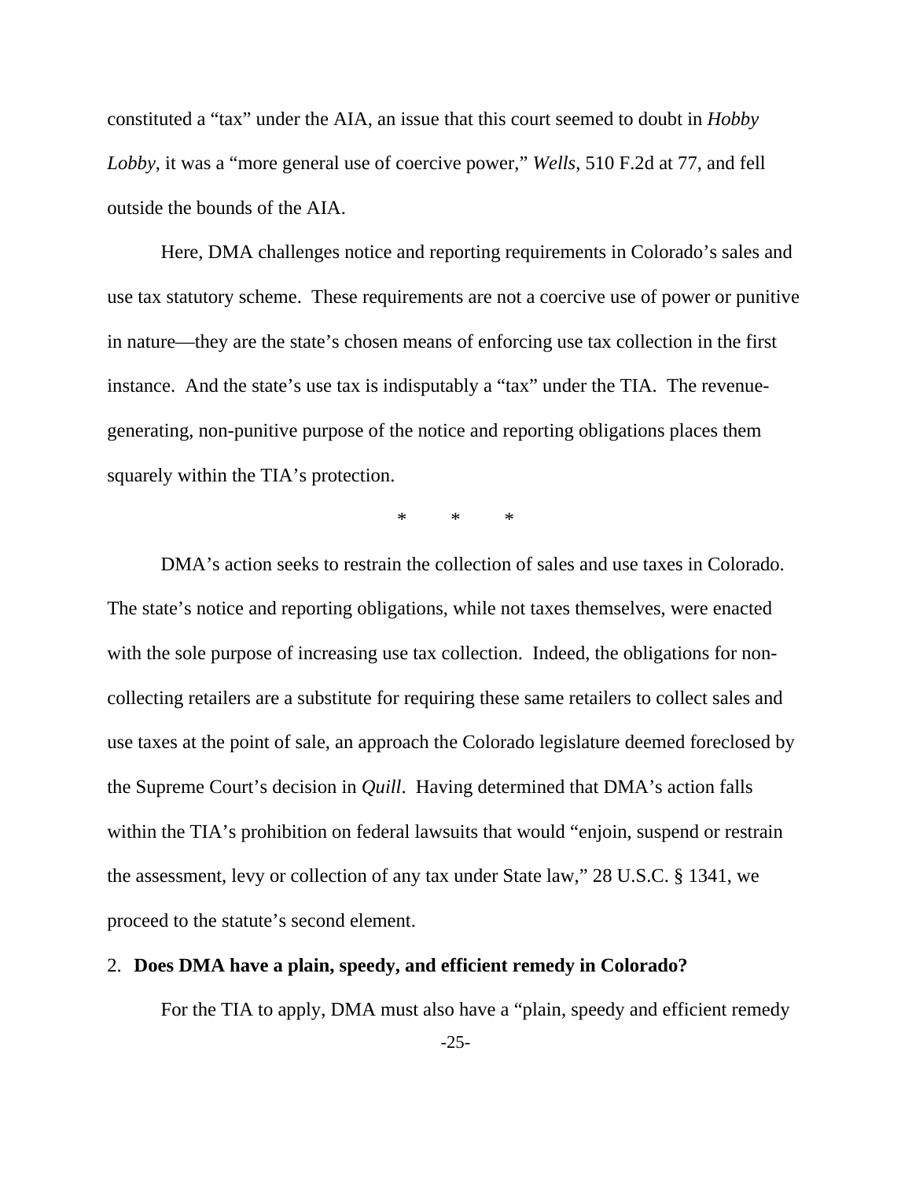constituted a "tax" under the AIA, an issue that this court seemed to doubt in *Hobby Lobby*, it was a "more general use of coercive power," *Wells*, 510 F.2d at 77, and fell outside the bounds of the AIA.

Here, DMA challenges notice and reporting requirements in Colorado's sales and use tax statutory scheme. These requirements are not a coercive use of power or punitive in nature—they are the state's chosen means of enforcing use tax collection in the first instance. And the state's use tax is indisputably a "tax" under the TIA. The revenue-generating, non-punitive purpose of the notice and reporting obligations places them squarely within the TIA's protection.

\* \* \*

DMA's action seeks to restrain the collection of sales and use taxes in Colorado. The state's notice and reporting obligations, while not taxes themselves, were enacted with the sole purpose of increasing use tax collection. Indeed, the obligations for non-collecting retailers are a substitute for requiring these same retailers to collect sales and use taxes at the point of sale, an approach the Colorado legislature deemed foreclosed by the Supreme Court's decision in *Quill*. Having determined that DMA's action falls within the TIA's prohibition on federal lawsuits that would "enjoin, suspend or restrain the assessment, levy or collection of any tax under State law," 28 U.S.C. § 1341, we proceed to the statute's second element.

2. **Does DMA have a plain, speedy, and efficient remedy in Colorado?**

For the TIA to apply, DMA must also have a "plain, speedy and efficient remedy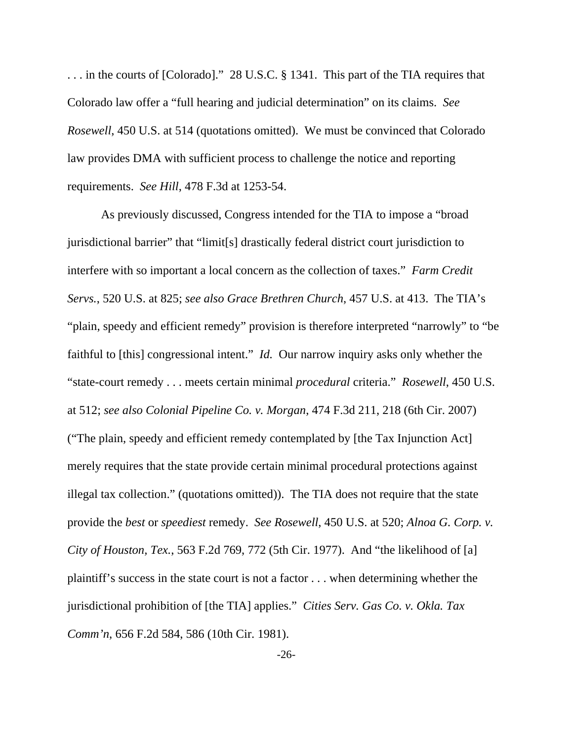. . . in the courts of [Colorado]." 28 U.S.C. § 1341. This part of the TIA requires that Colorado law offer a "full hearing and judicial determination" on its claims. *See Rosewell*, 450 U.S. at 514 (quotations omitted). We must be convinced that Colorado law provides DMA with sufficient process to challenge the notice and reporting requirements. *See Hill*, 478 F.3d at 1253-54.

As previously discussed, Congress intended for the TIA to impose a "broad jurisdictional barrier" that "limit[s] drastically federal district court jurisdiction to interfere with so important a local concern as the collection of taxes." *Farm Credit Servs.*, 520 U.S. at 825; *see also Grace Brethren Church*, 457 U.S. at 413. The TIA's "plain, speedy and efficient remedy" provision is therefore interpreted "narrowly" to "be faithful to [this] congressional intent." *Id.* Our narrow inquiry asks only whether the "state-court remedy . . . meets certain minimal *procedural* criteria." *Rosewell*, 450 U.S. at 512; *see also Colonial Pipeline Co. v. Morgan*, 474 F.3d 211, 218 (6th Cir. 2007) ("The plain, speedy and efficient remedy contemplated by [the Tax Injunction Act] merely requires that the state provide certain minimal procedural protections against illegal tax collection." (quotations omitted)). The TIA does not require that the state provide the *best* or *speediest* remedy. *See Rosewell*, 450 U.S. at 520; *Alnoa G. Corp. v. City of Houston, Tex.*, 563 F.2d 769, 772 (5th Cir. 1977). And "the likelihood of [a] plaintiff's success in the state court is not a factor . . . when determining whether the jurisdictional prohibition of [the TIA] applies." *Cities Serv. Gas Co. v. Okla. Tax Comm'n*, 656 F.2d 584, 586 (10th Cir. 1981).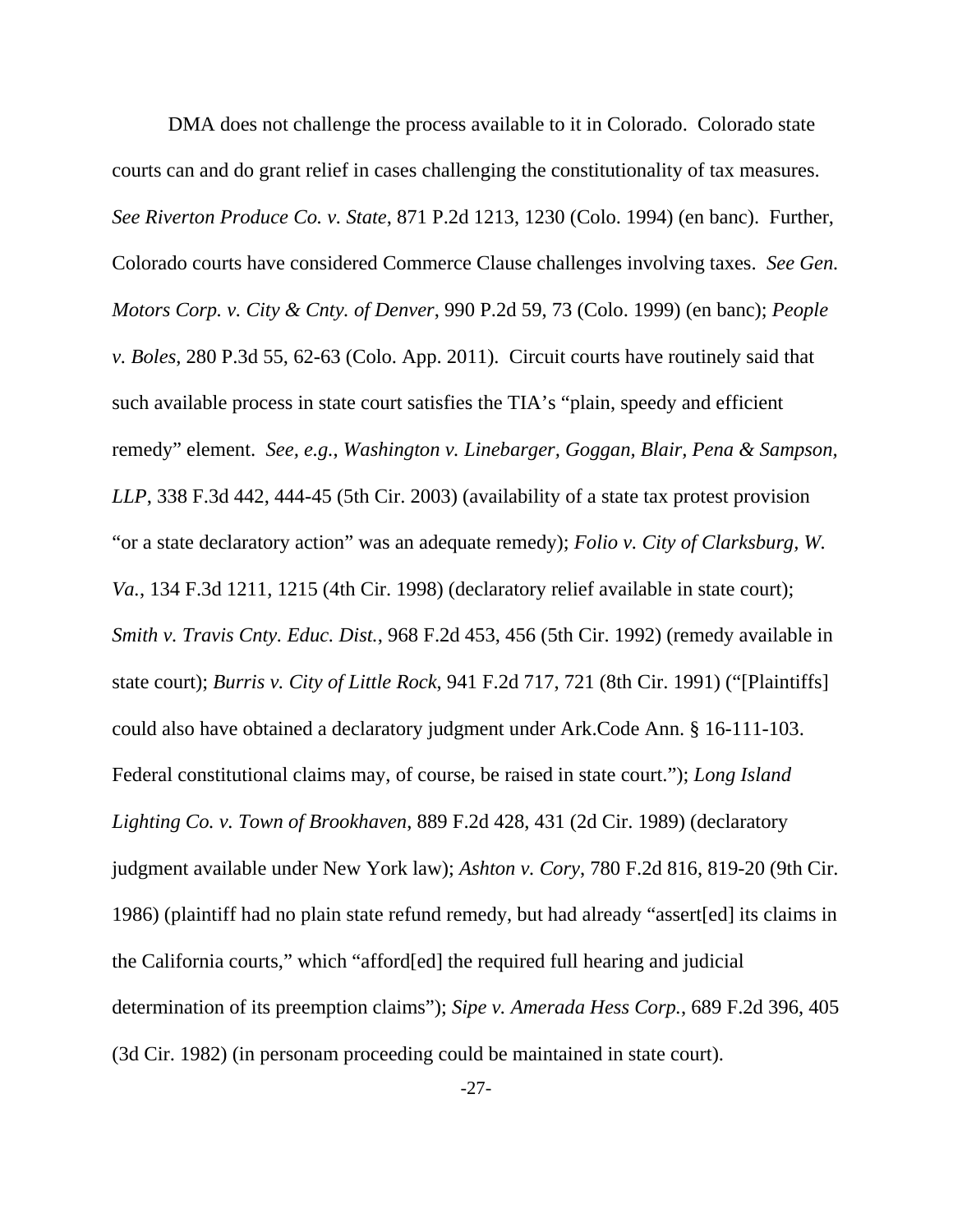DMA does not challenge the process available to it in Colorado. Colorado state courts can and do grant relief in cases challenging the constitutionality of tax measures. *See Riverton Produce Co. v. State*, 871 P.2d 1213, 1230 (Colo. 1994) (en banc). Further, Colorado courts have considered Commerce Clause challenges involving taxes. *See Gen. Motors Corp. v. City & Cnty. of Denver*, 990 P.2d 59, 73 (Colo. 1999) (en banc); *People v. Boles*, 280 P.3d 55, 62-63 (Colo. App. 2011). Circuit courts have routinely said that such available process in state court satisfies the TIA's "plain, speedy and efficient remedy" element. *See, e.g.*, *Washington v. Linebarger, Goggan, Blair, Pena & Sampson, LLP*, 338 F.3d 442, 444-45 (5th Cir. 2003) (availability of a state tax protest provision "or a state declaratory action" was an adequate remedy); *Folio v. City of Clarksburg, W. Va.*, 134 F.3d 1211, 1215 (4th Cir. 1998) (declaratory relief available in state court); *Smith v. Travis Cnty. Educ. Dist.*, 968 F.2d 453, 456 (5th Cir. 1992) (remedy available in state court); *Burris v. City of Little Rock*, 941 F.2d 717, 721 (8th Cir. 1991) ("[Plaintiffs] could also have obtained a declaratory judgment under Ark.Code Ann. § 16-111-103. Federal constitutional claims may, of course, be raised in state court."); *Long Island Lighting Co. v. Town of Brookhaven*, 889 F.2d 428, 431 (2d Cir. 1989) (declaratory judgment available under New York law); *Ashton v. Cory*, 780 F.2d 816, 819-20 (9th Cir. 1986) (plaintiff had no plain state refund remedy, but had already "assert[ed] its claims in the California courts," which "afford[ed] the required full hearing and judicial determination of its preemption claims"); *Sipe v. Amerada Hess Corp.*, 689 F.2d 396, 405 (3d Cir. 1982) (in personam proceeding could be maintained in state court).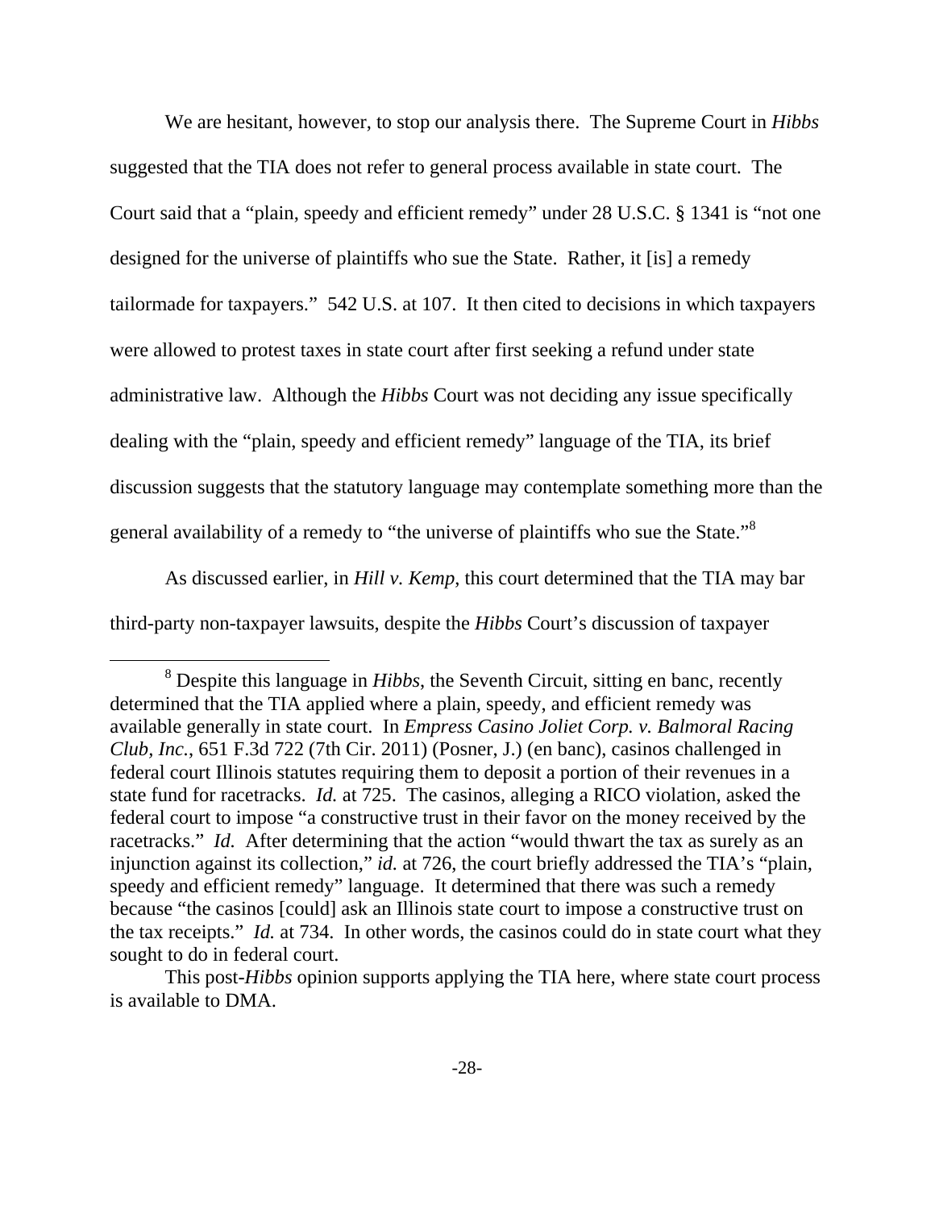We are hesitant, however, to stop our analysis there. The Supreme Court in *Hibbs* suggested that the TIA does not refer to general process available in state court. The Court said that a "plain, speedy and efficient remedy" under 28 U.S.C. § 1341 is "not one designed for the universe of plaintiffs who sue the State. Rather, it [is] a remedy tailormade for taxpayers." 542 U.S. at 107. It then cited to decisions in which taxpayers were allowed to protest taxes in state court after first seeking a refund under state administrative law. Although the *Hibbs* Court was not deciding any issue specifically dealing with the "plain, speedy and efficient remedy" language of the TIA, its brief discussion suggests that the statutory language may contemplate something more than the general availability of a remedy to "the universe of plaintiffs who sue the State."[8]

As discussed earlier, in *Hill v. Kemp*, this court determined that the TIA may bar third-party non-taxpayer lawsuits, despite the *Hibbs* Court's discussion of taxpayer

---

[8] Despite this language in *Hibbs*, the Seventh Circuit, sitting en banc, recently determined that the TIA applied where a plain, speedy, and efficient remedy was available generally in state court. In *Empress Casino Joliet Corp. v. Balmoral Racing Club, Inc.*, 651 F.3d 722 (7th Cir. 2011) (Posner, J.) (en banc), casinos challenged in federal court Illinois statutes requiring them to deposit a portion of their revenues in a state fund for racetracks. *Id.* at 725. The casinos, alleging a RICO violation, asked the federal court to impose "a constructive trust in their favor on the money received by the racetracks." *Id.* After determining that the action "would thwart the tax as surely as an injunction against its collection," *id.* at 726, the court briefly addressed the TIA's "plain, speedy and efficient remedy" language. It determined that there was such a remedy because "the casinos [could] ask an Illinois state court to impose a constructive trust on the tax receipts." *Id.* at 734. In other words, the casinos could do in state court what they sought to do in federal court.

This post-*Hibbs* opinion supports applying the TIA here, where state court process is available to DMA.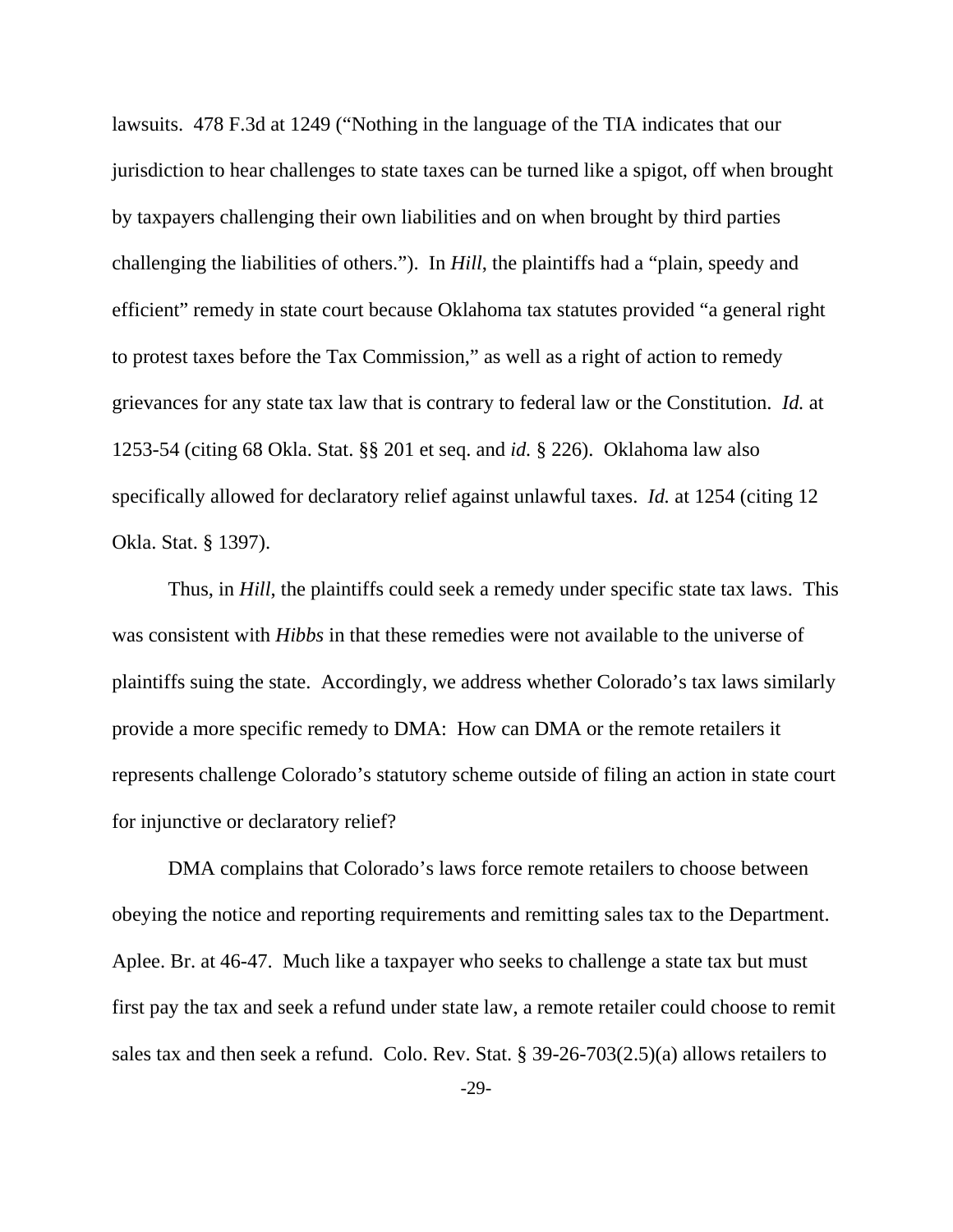lawsuits. 478 F.3d at 1249 ("Nothing in the language of the TIA indicates that our jurisdiction to hear challenges to state taxes can be turned like a spigot, off when brought by taxpayers challenging their own liabilities and on when brought by third parties challenging the liabilities of others."). In *Hill*, the plaintiffs had a "plain, speedy and efficient" remedy in state court because Oklahoma tax statutes provided "a general right to protest taxes before the Tax Commission," as well as a right of action to remedy grievances for any state tax law that is contrary to federal law or the Constitution. *Id.* at 1253-54 (citing 68 Okla. Stat. §§ 201 et seq. and *id.* § 226). Oklahoma law also specifically allowed for declaratory relief against unlawful taxes. *Id.* at 1254 (citing 12 Okla. Stat. § 1397).

Thus, in *Hill*, the plaintiffs could seek a remedy under specific state tax laws. This was consistent with *Hibbs* in that these remedies were not available to the universe of plaintiffs suing the state. Accordingly, we address whether Colorado's tax laws similarly provide a more specific remedy to DMA: How can DMA or the remote retailers it represents challenge Colorado's statutory scheme outside of filing an action in state court for injunctive or declaratory relief?

DMA complains that Colorado's laws force remote retailers to choose between obeying the notice and reporting requirements and remitting sales tax to the Department. Aplee. Br. at 46-47. Much like a taxpayer who seeks to challenge a state tax but must first pay the tax and seek a refund under state law, a remote retailer could choose to remit sales tax and then seek a refund. Colo. Rev. Stat. § 39-26-703(2.5)(a) allows retailers to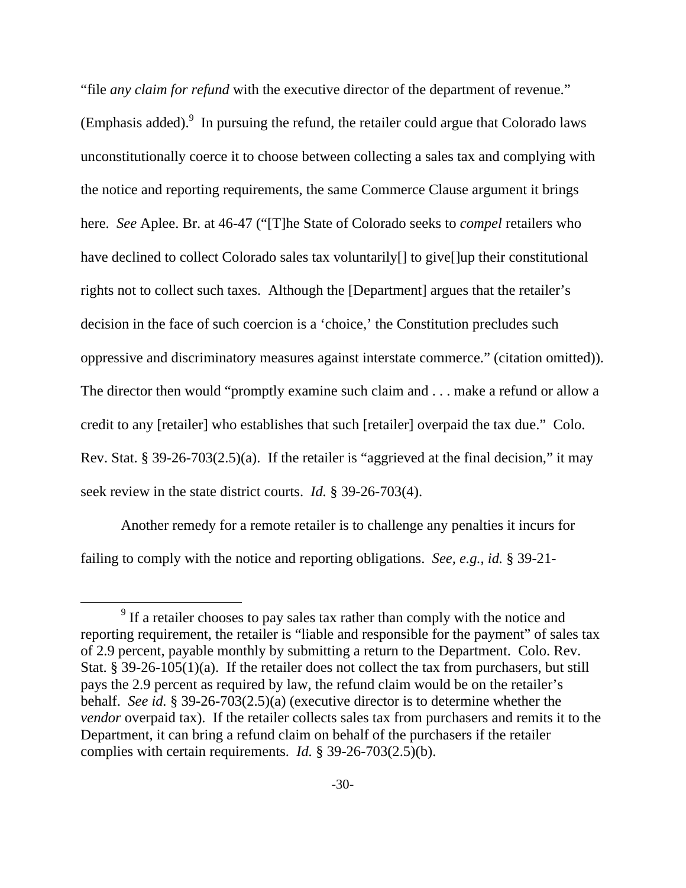"file *any claim for refund* with the executive director of the department of revenue." (Emphasis added).[9] In pursuing the refund, the retailer could argue that Colorado laws unconstitutionally coerce it to choose between collecting a sales tax and complying with the notice and reporting requirements, the same Commerce Clause argument it brings here. *See* Aplee. Br. at 46-47 ("[T]he State of Colorado seeks to *compel* retailers who have declined to collect Colorado sales tax voluntarily[] to give[]up their constitutional rights not to collect such taxes. Although the [Department] argues that the retailer's decision in the face of such coercion is a 'choice,' the Constitution precludes such oppressive and discriminatory measures against interstate commerce." (citation omitted)). The director then would "promptly examine such claim and . . . make a refund or allow a credit to any [retailer] who establishes that such [retailer] overpaid the tax due." Colo. Rev. Stat. § 39-26-703(2.5)(a). If the retailer is "aggrieved at the final decision," it may seek review in the state district courts. *Id.* § 39-26-703(4).

Another remedy for a remote retailer is to challenge any penalties it incurs for failing to comply with the notice and reporting obligations. *See, e.g.*, *id.* § 39-21-

---

[9] If a retailer chooses to pay sales tax rather than comply with the notice and reporting requirement, the retailer is "liable and responsible for the payment" of sales tax of 2.9 percent, payable monthly by submitting a return to the Department. Colo. Rev. Stat. § 39-26-105(1)(a). If the retailer does not collect the tax from purchasers, but still pays the 2.9 percent as required by law, the refund claim would be on the retailer's behalf. *See id.* § 39-26-703(2.5)(a) (executive director is to determine whether the *vendor* overpaid tax). If the retailer collects sales tax from purchasers and remits it to the Department, it can bring a refund claim on behalf of the purchasers if the retailer complies with certain requirements. *Id.* § 39-26-703(2.5)(b).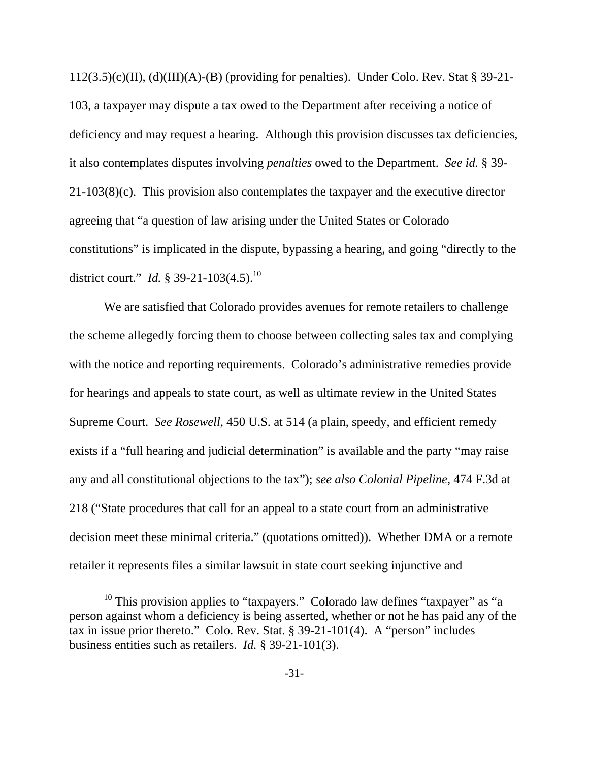112(3.5)(c)(II), (d)(III)(A)-(B) (providing for penalties). Under Colo. Rev. Stat § 39-21-103, a taxpayer may dispute a tax owed to the Department after receiving a notice of deficiency and may request a hearing. Although this provision discusses tax deficiencies, it also contemplates disputes involving *penalties* owed to the Department. *See id.* § 39-21-103(8)(c). This provision also contemplates the taxpayer and the executive director agreeing that "a question of law arising under the United States or Colorado constitutions" is implicated in the dispute, bypassing a hearing, and going "directly to the district court." *Id.* § 39-21-103(4.5).[10]

We are satisfied that Colorado provides avenues for remote retailers to challenge the scheme allegedly forcing them to choose between collecting sales tax and complying with the notice and reporting requirements. Colorado's administrative remedies provide for hearings and appeals to state court, as well as ultimate review in the United States Supreme Court. *See Rosewell*, 450 U.S. at 514 (a plain, speedy, and efficient remedy exists if a "full hearing and judicial determination" is available and the party "may raise any and all constitutional objections to the tax"); *see also Colonial Pipeline*, 474 F.3d at 218 ("State procedures that call for an appeal to a state court from an administrative decision meet these minimal criteria." (quotations omitted)). Whether DMA or a remote retailer it represents files a similar lawsuit in state court seeking injunctive and

---

[10] This provision applies to "taxpayers." Colorado law defines "taxpayer" as "a person against whom a deficiency is being asserted, whether or not he has paid any of the tax in issue prior thereto." Colo. Rev. Stat. § 39-21-101(4). A "person" includes business entities such as retailers. *Id.* § 39-21-101(3).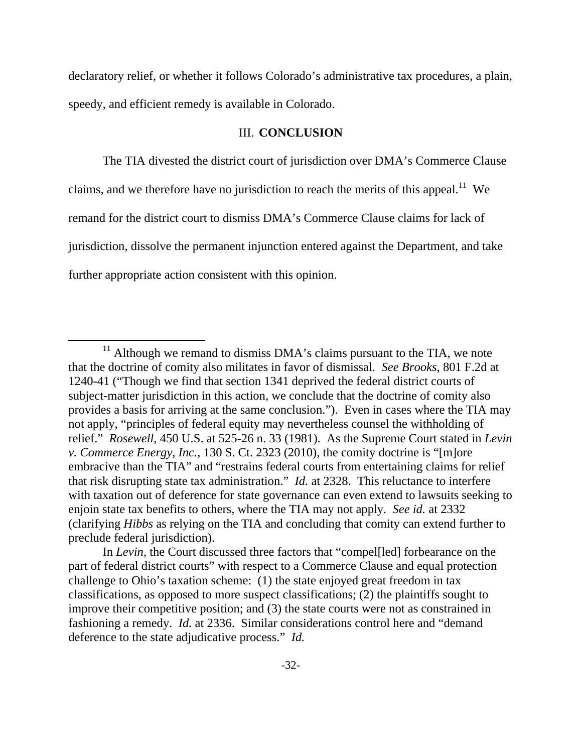declaratory relief, or whether it follows Colorado's administrative tax procedures, a plain, speedy, and efficient remedy is available in Colorado.

## III. **CONCLUSION**

The TIA divested the district court of jurisdiction over DMA's Commerce Clause claims, and we therefore have no jurisdiction to reach the merits of this appeal.[11] We remand for the district court to dismiss DMA's Commerce Clause claims for lack of jurisdiction, dissolve the permanent injunction entered against the Department, and take further appropriate action consistent with this opinion.

---

[11] Although we remand to dismiss DMA's claims pursuant to the TIA, we note that the doctrine of comity also militates in favor of dismissal. *See Brooks*, 801 F.2d at 1240-41 ("Though we find that section 1341 deprived the federal district courts of subject-matter jurisdiction in this action, we conclude that the doctrine of comity also provides a basis for arriving at the same conclusion."). Even in cases where the TIA may not apply, "principles of federal equity may nevertheless counsel the withholding of relief." *Rosewell*, 450 U.S. at 525-26 n. 33 (1981). As the Supreme Court stated in *Levin v. Commerce Energy, Inc.*, 130 S. Ct. 2323 (2010), the comity doctrine is "[m]ore embracive than the TIA" and "restrains federal courts from entertaining claims for relief that risk disrupting state tax administration." *Id.* at 2328. This reluctance to interfere with taxation out of deference for state governance can even extend to lawsuits seeking to enjoin state tax benefits to others, where the TIA may not apply. *See id.* at 2332 (clarifying *Hibbs* as relying on the TIA and concluding that comity can extend further to preclude federal jurisdiction).

In *Levin*, the Court discussed three factors that "compel[led] forbearance on the part of federal district courts" with respect to a Commerce Clause and equal protection challenge to Ohio's taxation scheme: (1) the state enjoyed great freedom in tax classifications, as opposed to more suspect classifications; (2) the plaintiffs sought to improve their competitive position; and (3) the state courts were not as constrained in fashioning a remedy. *Id.* at 2336. Similar considerations control here and "demand deference to the state adjudicative process." *Id.*